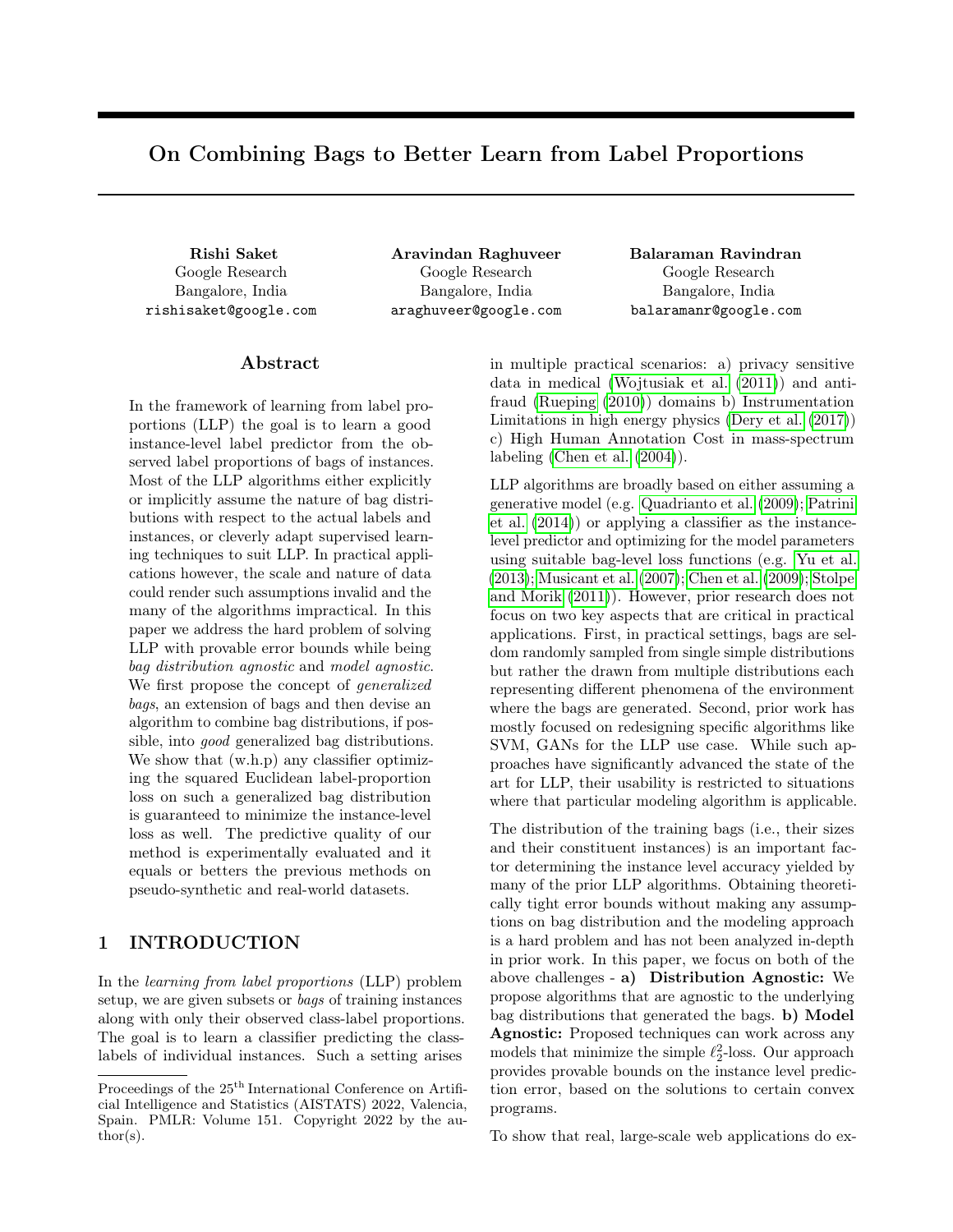# On Combining Bags to Better Learn from Label Proportions

**Rishi Saket**
Google Research
Bangalore, India
rishisaket@google.com

**Aravindan Raghuveer**
Google Research
Bangalore, India
araghuveer@google.com

**Balaraman Ravindran**
Google Research
Bangalore, India
balaramanr@google.com

## Abstract

In the framework of learning from label proportions (LLP) the goal is to learn a good instance-level label predictor from the observed label proportions of bags of instances. Most of the LLP algorithms either explicitly or implicitly assume the nature of bag distributions with respect to the actual labels and instances, or cleverly adapt supervised learning techniques to suit LLP. In practical applications however, the scale and nature of data could render such assumptions invalid and the many of the algorithms impractical. In this paper we address the hard problem of solving LLP with provable error bounds while being *bag distribution agnostic* and *model agnostic*. We first propose the concept of *generalized bags*, an extension of bags and then devise an algorithm to combine bag distributions, if possible, into *good* generalized bag distributions. We show that (w.h.p) any classifier optimizing the squared Euclidean label-proportion loss on such a generalized bag distribution is guaranteed to minimize the instance-level loss as well. The predictive quality of our method is experimentally evaluated and it equals or betters the previous methods on pseudo-synthetic and real-world datasets.

## 1 INTRODUCTION

In the *learning from label proportions* (LLP) problem setup, we are given subsets or *bags* of training instances along with only their observed class-label proportions. The goal is to learn a classifier predicting the class-labels of individual instances. Such a setting arises in multiple practical scenarios: a) privacy sensitive data in medical (Wojtusiak et al. (2011)) and anti-fraud (Rueping (2010)) domains b) Instrumentation Limitations in high energy physics (Dery et al. (2017)) c) High Human Annotation Cost in mass-spectrum labeling (Chen et al. (2004)).

LLP algorithms are broadly based on either assuming a generative model (e.g. Quadrianto et al. (2009); Patrini et al. (2014)) or applying a classifier as the instance-level predictor and optimizing for the model parameters using suitable bag-level loss functions (e.g. Yu et al. (2013); Musicant et al. (2007); Chen et al. (2009); Stolpe and Morik (2011)). However, prior research does not focus on two key aspects that are critical in practical applications. First, in practical settings, bags are seldom randomly sampled from single simple distributions but rather the drawn from multiple distributions each representing different phenomena of the environment where the bags are generated. Second, prior work has mostly focused on redesigning specific algorithms like SVM, GANs for the LLP use case. While such approaches have significantly advanced the state of the art for LLP, their usability is restricted to situations where that particular modeling algorithm is applicable.

The distribution of the training bags (i.e., their sizes and their constituent instances) is an important factor determining the instance level accuracy yielded by many of the prior LLP algorithms. Obtaining theoretically tight error bounds without making any assumptions on bag distribution and the modeling approach is a hard problem and has not been analyzed in-depth in prior work. In this paper, we focus on both of the above challenges - **a) Distribution Agnostic:** We propose algorithms that are agnostic to the underlying bag distributions that generated the bags. **b) Model Agnostic:** Proposed techniques can work across any models that minimize the simple $\ell_2^2$-loss. Our approach provides provable bounds on the instance level prediction error, based on the solutions to certain convex programs.

To show that real, large-scale web applications do ex-

Proceedings of the 25[th] International Conference on Artificial Intelligence and Statistics (AISTATS) 2022, Valencia, Spain. PMLR: Volume 151. Copyright 2022 by the author(s).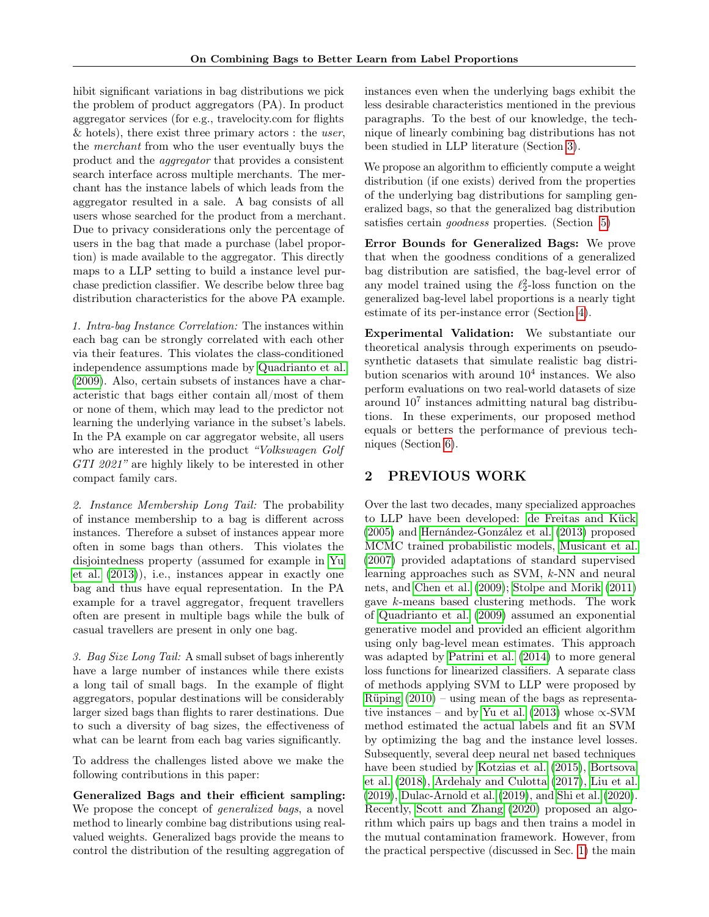hibit significant variations in bag distributions we pick the problem of product aggregators (PA). In product aggregator services (for e.g., travelocity.com for flights & hotels), there exist three primary actors : the *user*, the *merchant* from who the user eventually buys the product and the *aggregator* that provides a consistent search interface across multiple merchants. The merchant has the instance labels of which leads from the aggregator resulted in a sale. A bag consists of all users whose searched for the product from a merchant. Due to privacy considerations only the percentage of users in the bag that made a purchase (label proportion) is made available to the aggregator. This directly maps to a LLP setting to build a instance level purchase prediction classifier. We describe below three bag distribution characteristics for the above PA example.

*1. Intra-bag Instance Correlation:* The instances within each bag can be strongly correlated with each other via their features. This violates the class-conditioned independence assumptions made by Quadrianto et al. (2009). Also, certain subsets of instances have a characteristic that bags either contain all/most of them or none of them, which may lead to the predictor not learning the underlying variance in the subset's labels. In the PA example on car aggregator website, all users who are interested in the product *"Volkswagen Golf GTI 2021"* are highly likely to be interested in other compact family cars.

*2. Instance Membership Long Tail:* The probability of instance membership to a bag is different across instances. Therefore a subset of instances appear more often in some bags than others. This violates the disjointedness property (assumed for example in Yu et al. (2013)), i.e., instances appear in exactly one bag and thus have equal representation. In the PA example for a travel aggregator, frequent travellers often are present in multiple bags while the bulk of casual travellers are present in only one bag.

*3. Bag Size Long Tail:* A small subset of bags inherently have a large number of instances while there exists a long tail of small bags. In the example of flight aggregators, popular destinations will be considerably larger sized bags than flights to rarer destinations. Due to such a diversity of bag sizes, the effectiveness of what can be learnt from each bag varies significantly.

To address the challenges listed above we make the following contributions in this paper:

**Generalized Bags and their efficient sampling:** We propose the concept of *generalized bags*, a novel method to linearly combine bag distributions using real-valued weights. Generalized bags provide the means to control the distribution of the resulting aggregation of instances even when the underlying bags exhibit the less desirable characteristics mentioned in the previous paragraphs. To the best of our knowledge, the technique of linearly combining bag distributions has not been studied in LLP literature (Section 3).

We propose an algorithm to efficiently compute a weight distribution (if one exists) derived from the properties of the underlying bag distributions for sampling generalized bags, so that the generalized bag distribution satisfies certain *goodness* properties. (Section 5)

**Error Bounds for Generalized Bags:** We prove that when the goodness conditions of a generalized bag distribution are satisfied, the bag-level error of any model trained using the $\ell_2^2$-loss function on the generalized bag-level label proportions is a nearly tight estimate of its per-instance error (Section 4).

**Experimental Validation:** We substantiate our theoretical analysis through experiments on pseudo-synthetic datasets that simulate realistic bag distribution scenarios with around $10^4$ instances. We also perform evaluations on two real-world datasets of size around $10^7$ instances admitting natural bag distributions. In these experiments, our proposed method equals or betters the performance of previous techniques (Section 6).

## 2 PREVIOUS WORK

Over the last two decades, many specialized approaches to LLP have been developed: de Freitas and Kück (2005) and Hernández-González et al. (2013) proposed MCMC trained probabilistic models, Musicant et al. (2007) provided adaptations of standard supervised learning approaches such as SVM, $k$-NN and neural nets, and Chen et al. (2009); Stolpe and Morik (2011) gave $k$-means based clustering methods. The work of Quadrianto et al. (2009) assumed an exponential generative model and provided an efficient algorithm using only bag-level mean estimates. This approach was adapted by Patrini et al. (2014) to more general loss functions for linearized classifiers. A separate class of methods applying SVM to LLP were proposed by Rüping (2010) – using mean of the bags as representative instances – and by Yu et al. (2013) whose $\propto$-SVM method estimated the actual labels and fit an SVM by optimizing the bag and the instance level losses. Subsequently, several deep neural net based techniques have been studied by Kotzias et al. (2015), Bortsova et al. (2018), Ardehaly and Culotta (2017), Liu et al. (2019), Dulac-Arnold et al. (2019), and Shi et al. (2020). Recently, Scott and Zhang (2020) proposed an algorithm which pairs up bags and then trains a model in the mutual contamination framework. However, from the practical perspective (discussed in Sec. 1) the main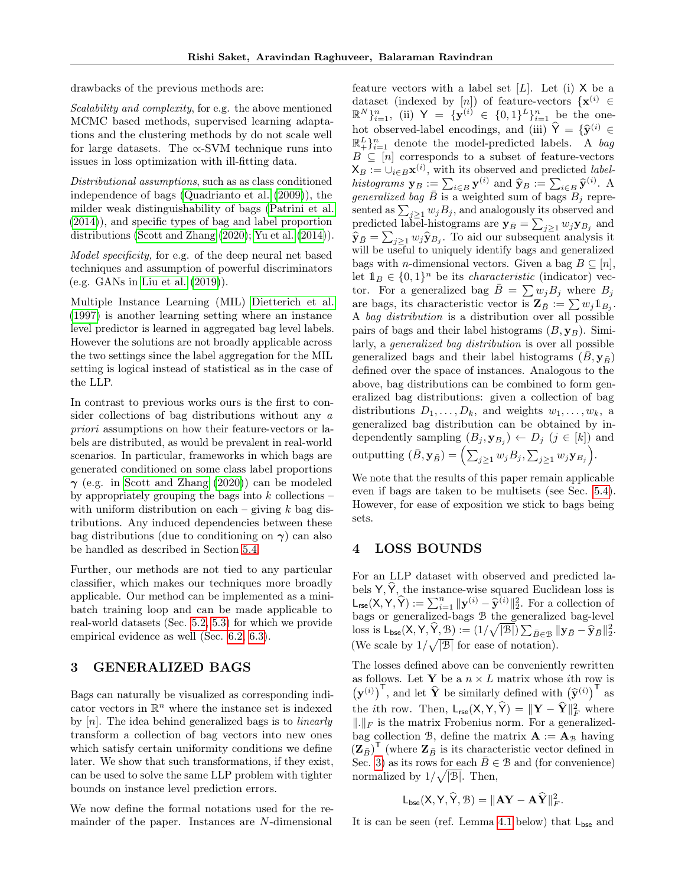drawbacks of the previous methods are:

*Scalability and complexity*, for e.g. the above mentioned MCMC based methods, supervised learning adaptations and the clustering methods by do not scale well for large datasets. The ∝-SVM technique runs into issues in loss optimization with ill-fitting data.

*Distributional assumptions*, such as as class conditioned independence of bags (Quadrianto et al. (2009)), the milder weak distinguishability of bags (Patrini et al. (2014)), and specific types of bag and label proportion distributions (Scott and Zhang (2020); Yu et al. (2014)).

*Model specificity,* for e.g. of the deep neural net based techniques and assumption of powerful discriminators (e.g. GANs in Liu et al. (2019)).

Multiple Instance Learning (MIL) Dietterich et al. (1997) is another learning setting where an instance level predictor is learned in aggregated bag level labels. However the solutions are not broadly applicable across the two settings since the label aggregation for the MIL setting is logical instead of statistical as in the case of the LLP.

In contrast to previous works ours is the first to consider collections of bag distributions without any *a priori* assumptions on how their feature-vectors or labels are distributed, as would be prevalent in real-world scenarios. In particular, frameworks in which bags are generated conditioned on some class label proportions $\boldsymbol{\gamma}$ (e.g. in Scott and Zhang (2020)) can be modeled by appropriately grouping the bags into $k$ collections – with uniform distribution on each – giving $k$ bag distributions. Any induced dependencies between these bag distributions (due to conditioning on $\boldsymbol{\gamma}$) can also be handled as described in Section 5.4.

Further, our methods are not tied to any particular classifier, which makes our techniques more broadly applicable. Our method can be implemented as a minibatch training loop and can be made applicable to real-world datasets (Sec. 5.2, 5.3) for which we provide empirical evidence as well (Sec. 6.2, 6.3).

# 3 GENERALIZED BAGS

Bags can naturally be visualized as corresponding indicator vectors in $\mathbb{R}^n$ where the instance set is indexed by $[n]$. The idea behind generalized bags is to *linearly* transform a collection of bag vectors into new ones which satisfy certain uniformity conditions we define later. We show that such transformations, if they exist, can be used to solve the same LLP problem with tighter bounds on instance level prediction errors.

We now define the formal notations used for the remainder of the paper. Instances are $N$-dimensional feature vectors with a label set $[L]$. Let (i) $\mathsf{X}$ be a dataset (indexed by $[n]$) of feature-vectors $\{\mathbf{x}^{(i)} \in \mathbb{R}^N\}_{i=1}^n$, (ii) $\mathsf{Y} = \{\mathbf{y}^{(i)} \in \{0,1\}^L\}_{i=1}^n$ be the one-hot observed-label encodings, and (iii) $\widehat{\mathsf{Y}} = \{\widehat{\mathbf{y}}^{(i)} \in \mathbb{R}_+^L\}_{i=1}^n$ denote the model-predicted labels. A *bag* $B \subseteq [n]$ corresponds to a subset of feature-vectors $\mathsf{X}_B := \cup_{i\in B}\mathbf{x}^{(i)}$, with its observed and predicted *label-histograms* $\mathbf{y}_B := \sum_{i\in B}\mathbf{y}^{(i)}$ and $\widehat{\mathbf{y}}_B := \sum_{i\in B}\widehat{\mathbf{y}}^{(i)}$. A *generalized bag* $\bar{B}$ is a weighted sum of bags $B_j$ represented as $\sum_{j\geq 1} w_j B_j$, and analogously its observed and predicted label-histograms are $\mathbf{y}_{\bar{B}} = \sum_{j\geq 1} w_j \mathbf{y}_{B_j}$ and $\widehat{\mathbf{y}}_{\bar{B}} = \sum_{j\geq 1} w_j \widehat{\mathbf{y}}_{B_j}$. To aid our subsequent analysis it will be useful to uniquely identify bags and generalized bags with $n$-dimensional vectors. Given a bag $B \subseteq [n]$, let $\mathbb{1}_B \in \{0,1\}^n$ be its *characteristic* (indicator) vector. For a generalized bag $\bar{B} = \sum w_j B_j$ where $B_j$ are bags, its characteristic vector is $\mathbf{Z}_{\bar{B}} := \sum w_j \mathbb{1}_{B_j}$. A *bag distribution* is a distribution over all possible pairs of bags and their label histograms $(B, \mathbf{y}_B)$. Similarly, a *generalized bag distribution* is over all possible generalized bags and their label histograms $(\bar{B}, \mathbf{y}_{\bar{B}})$ defined over the space of instances. Analogous to the above, bag distributions can be combined to form generalized bag distributions: given a collection of bag distributions $D_1, \ldots, D_k$, and weights $w_1, \ldots, w_k$, a generalized bag distribution can be obtained by independently sampling $(B_j, \mathbf{y}_{B_j}) \leftarrow D_j$ $(j \in [k])$ and outputting $(\bar{B}, \mathbf{y}_{\bar{B}}) = \left(\sum_{j\geq 1} w_j B_j, \sum_{j\geq 1} w_j \mathbf{y}_{B_j}\right)$.

We note that the results of this paper remain applicable even if bags are taken to be multisets (see Sec. 5.4). However, for ease of exposition we stick to bags being sets.

# 4 LOSS BOUNDS

For an LLP dataset with observed and predicted labels $\mathsf{Y}, \widehat{\mathsf{Y}}$, the instance-wise squared Euclidean loss is $\mathsf{L}_{\mathsf{rse}}(\mathsf{X}, \mathsf{Y}, \widehat{\mathsf{Y}}) := \sum_{i=1}^n \|\mathbf{y}^{(i)} - \widehat{\mathbf{y}}^{(i)}\|_2^2$. For a collection of bags or generalized-bags $\mathcal{B}$ the generalized bag-level loss is $\mathsf{L}_{\mathsf{bse}}(\mathsf{X}, \mathsf{Y}, \widehat{\mathsf{Y}}, \mathcal{B}) := (1/\sqrt{|\mathcal{B}|})\sum_{\bar{B}\in\mathcal{B}} \|\mathbf{y}_{\bar{B}} - \widehat{\mathbf{y}}_{\bar{B}}\|_2^2$. (We scale by $1/\sqrt{|\mathcal{B}|}$ for ease of notation).

The losses defined above can be conveniently rewritten as follows. Let $\mathbf{Y}$ be a $n \times L$ matrix whose $i$th row is $\left(\mathbf{y}^{(i)}\right)^{\mathsf{T}}$, and let $\widehat{\mathbf{Y}}$ be similarly defined with $\left(\widehat{\mathbf{y}}^{(i)}\right)^{\mathsf{T}}$ as the $i$th row. Then, $\mathsf{L}_{\mathsf{rse}}(\mathsf{X}, \mathsf{Y}, \widehat{\mathsf{Y}}) = \|\mathbf{Y} - \widehat{\mathbf{Y}}\|_F^2$ where $\|.\|_F$ is the matrix Frobenius norm. For a generalized-bag collection $\mathcal{B}$, define the matrix $\mathbf{A} := \mathbf{A}_{\mathcal{B}}$ having $\left(\mathbf{Z}_{\bar{B}}\right)^{\mathsf{T}}$ (where $\mathbf{Z}_{\bar{B}}$ is its characteristic vector defined in Sec. 3) as its rows for each $\bar{B} \in \mathcal{B}$ and (for convenience) normalized by $1/\sqrt{|\mathcal{B}|}$. Then,

$$\mathsf{L}_{\mathsf{bse}}(\mathsf{X}, \mathsf{Y}, \widehat{\mathsf{Y}}, \mathcal{B}) = \|\mathbf{A}\mathbf{Y} - \mathbf{A}\widehat{\mathbf{Y}}\|_F^2.$$

It is can be seen (ref. Lemma 4.1 below) that $\mathsf{L}_{\mathsf{bse}}$ and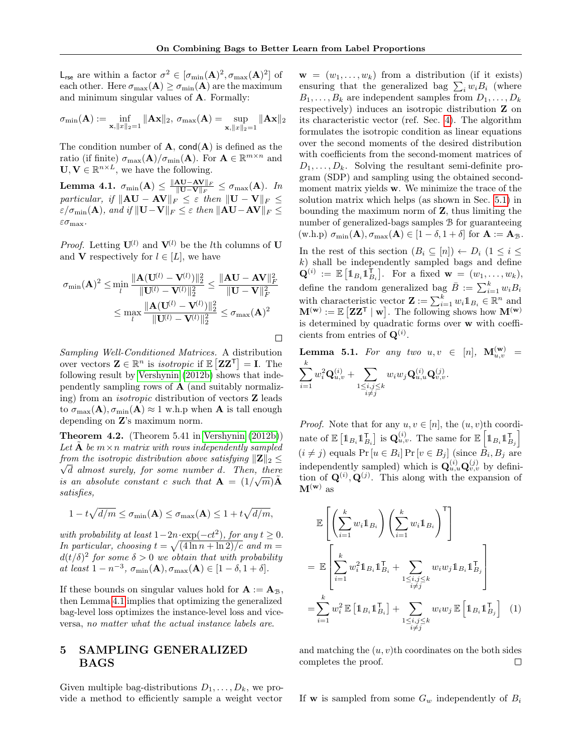$\mathsf{L}_{\mathsf{rse}}$ are within a factor $\sigma^2 \in [\sigma_{\min}(\mathbf{A})^2, \sigma_{\max}(\mathbf{A})^2]$ of each other. Here $\sigma_{\max}(\mathbf{A}) \geq \sigma_{\min}(\mathbf{A})$ are the maximum and minimum singular values of $\mathbf{A}$. Formally:

$$\sigma_{\min}(\mathbf{A}) := \inf_{\mathbf{x}, \|x\|_2 = 1} \|\mathbf{A}\mathbf{x}\|_2,\ \sigma_{\max}(\mathbf{A}) = \sup_{\mathbf{x}, \|x\|_2 = 1} \|\mathbf{A}\mathbf{x}\|_2$$

The condition number of $\mathbf{A}$, $\mathsf{cond}(\mathbf{A})$ is defined as the ratio (if finite) $\sigma_{\max}(\mathbf{A})/\sigma_{\min}(\mathbf{A})$. For $\mathbf{A} \in \mathbb{R}^{m \times n}$ and $\mathbf{U}, \mathbf{V} \in \mathbb{R}^{n \times L}$, we have the following.

**Lemma 4.1.** *$\sigma_{\min}(\mathbf{A}) \leq \frac{\|\mathbf{AU} - \mathbf{AV}\|_F}{\|\mathbf{U} - \mathbf{V}\|_F} \leq \sigma_{\max}(\mathbf{A})$. In particular, if $\|\mathbf{AU} - \mathbf{AV}\|_F \leq \varepsilon$ then $\|\mathbf{U} - \mathbf{V}\|_F \leq \varepsilon/\sigma_{\min}(\mathbf{A})$, and if $\|\mathbf{U} - \mathbf{V}\|_F \leq \varepsilon$ then $\|\mathbf{AU} - \mathbf{AV}\|_F \leq \varepsilon\sigma_{\max}$.*

*Proof.* Letting $\mathbf{U}^{(l)}$ and $\mathbf{V}^{(l)}$ be the $l$th columns of $\mathbf{U}$ and $\mathbf{V}$ respectively for $l \in [L]$, we have

$$\sigma_{\min}(\mathbf{A})^2 \leq \min_l \frac{\|\mathbf{A}(\mathbf{U}^{(l)} - \mathbf{V}^{(l)})\|_2^2}{\|\mathbf{U}^{(l)} - \mathbf{V}^{(l)}\|_2^2} \leq \frac{\|\mathbf{AU} - \mathbf{AV}\|_F^2}{\|\mathbf{U} - \mathbf{V}\|_F^2} \leq \max_l \frac{\|\mathbf{A}(\mathbf{U}^{(l)} - \mathbf{V}^{(l)})\|_2^2}{\|\mathbf{U}^{(l)} - \mathbf{V}^{(l)}\|_2^2} \leq \sigma_{\max}(\mathbf{A})^2$$

□

*Sampling Well-Conditioned Matrices.* A distribution over vectors $\mathbf{Z} \in \mathbb{R}^n$ is *isotropic* if $\mathbb{E}\left[\mathbf{Z}\mathbf{Z}^\mathsf{T}\right] = \mathbf{I}$. The following result by Vershynin (2012b) shows that independently sampling rows of $\mathbf{A}$ (and suitably normalizing) from an *isotropic* distribution of vectors $\mathbf{Z}$ leads to $\sigma_{\max}(\mathbf{A}), \sigma_{\min}(\mathbf{A}) \approx 1$ w.h.p when $\mathbf{A}$ is tall enough depending on $\mathbf{Z}$'s maximum norm.

**Theorem 4.2.** (Theorem 5.41 in Vershynin (2012b)) *Let $\tilde{\mathbf{A}}$ be $m \times n$ matrix with rows independently sampled from the isotropic distribution above satisfying $\|\mathbf{Z}\|_2 \leq \sqrt{d}$ almost surely, for some number $d$. Then, there is an absolute constant $c$ such that $\mathbf{A} = (1/\sqrt{m})\tilde{\mathbf{A}}$ satisfies,*

$$1 - t\sqrt{d/m} \leq \sigma_{\min}(\mathbf{A}) \leq \sigma_{\max}(\mathbf{A}) \leq 1 + t\sqrt{d/m},$$

*with probability at least $1 - 2n \cdot \exp(-ct^2)$, for any $t \geq 0$. In particular, choosing $t = \sqrt{(4\ln n + \ln 2)/c}$ and $m = d(t/\delta)^2$ for some $\delta > 0$ we obtain that with probability at least $1 - n^{-3}$, $\sigma_{\min}(\mathbf{A}), \sigma_{\max}(\mathbf{A}) \in [1 - \delta, 1 + \delta]$.*

If these bounds on singular values hold for $\mathbf{A} := \mathbf{A}_\mathcal{B}$, then Lemma 4.1 implies that optimizing the generalized bag-level loss optimizes the instance-level loss and vice-versa, *no matter what the actual instance labels are*.

# 5 SAMPLING GENERALIZED BAGS

Given multiple bag-distributions $D_1, \ldots, D_k$, we provide a method to efficiently sample a weight vector $\mathbf{w} = (w_1, \ldots, w_k)$ from a distribution (if it exists) ensuring that the generalized bag $\sum_i w_i B_i$ (where $B_1, \ldots, B_k$ are independent samples from $D_1, \ldots, D_k$ respectively) induces an isotropic distribution $\mathbf{Z}$ on its characteristic vector (ref. Sec. 4). The algorithm formulates the isotropic condition as linear equations over the second moments of the desired distribution with coefficients from the second-moment matrices of $D_1, \ldots, D_k$. Solving the resultant semi-definite program (SDP) and sampling using the obtained second-moment matrix yields $\mathbf{w}$. We minimize the trace of the solution matrix which helps (as shown in Sec. 5.1) in bounding the maximum norm of $\mathbf{Z}$, thus limiting the number of generalized-bags samples $\mathcal{B}$ for guaranteeing (w.h.p) $\sigma_{\min}(\mathbf{A}), \sigma_{\max}(\mathbf{A}) \in [1 - \delta, 1 + \delta]$ for $\mathbf{A} := \mathbf{A}_\mathcal{B}$.

In the rest of this section $(B_i \subseteq [n]) \leftarrow D_i$ $(1 \leq i \leq k)$ shall be independently sampled bags and define $\mathbf{Q}^{(i)} := \mathbb{E}\left[\mathbb{1}_{B_i}\mathbb{1}_{B_i}^\mathsf{T}\right]$. For a fixed $\mathbf{w} = (w_1, \ldots, w_k)$, define the random generalized bag $\bar{B} := \sum_{i=1}^k w_i B_i$ with characteristic vector $\mathbf{Z} := \sum_{i=1}^k w_i \mathbb{1}_{B_i} \in \mathbb{R}^n$ and $\mathbf{M}^{(\mathbf{w})} := \mathbb{E}\left[\mathbf{Z}\mathbf{Z}^\mathsf{T} \mid \mathbf{w}\right]$. The following shows how $\mathbf{M}^{(\mathbf{w})}$ is determined by quadratic forms over $\mathbf{w}$ with coefficients from entries of $\mathbf{Q}^{(i)}$.

**Lemma 5.1.** *For any two $u, v \in [n]$, $\mathbf{M}^{(\mathbf{w})}_{u,v} = \sum_{i=1}^k w_i^2 \mathbf{Q}^{(i)}_{u,v} + \sum_{\substack{1 \leq i,j \leq k \\ i \neq j}} w_i w_j \mathbf{Q}^{(i)}_{u,u} \mathbf{Q}^{(j)}_{v,v}$.*

*Proof.* Note that for any $u, v \in [n]$, the $(u, v)$th coordinate of $\mathbb{E}\left[\mathbb{1}_{B_i}\mathbb{1}_{B_i}^\mathsf{T}\right]$ is $\mathbf{Q}^{(i)}_{u,v}$. The same for $\mathbb{E}\left[\mathbb{1}_{B_i}\mathbb{1}_{B_j}^\mathsf{T}\right]$ $(i \neq j)$ equals $\Pr[u \in B_i]\Pr[v \in B_j]$ (since $B_i, B_j$ are independently sampled) which is $\mathbf{Q}^{(i)}_{u,u}\mathbf{Q}^{(j)}_{v,v}$ by definition of $\mathbf{Q}^{(i)}, \mathbf{Q}^{(j)}$. This along with the expansion of $\mathbf{M}^{(\mathbf{w})}$ as

$$\begin{aligned}
&\mathbb{E}\left[\left(\sum_{i=1}^k w_i \mathbb{1}_{B_i}\right)\left(\sum_{i=1}^k w_i \mathbb{1}_{B_i}\right)^\mathsf{T}\right] \\
&= \mathbb{E}\left[\sum_{i=1}^k w_i^2 \mathbb{1}_{B_i}\mathbb{1}_{B_i}^\mathsf{T} + \sum_{\substack{1 \leq i,j \leq k \\ i \neq j}} w_i w_j \mathbb{1}_{B_i}\mathbb{1}_{B_j}^\mathsf{T}\right] \\
&= \sum_{i=1}^k w_i^2\, \mathbb{E}\left[\mathbb{1}_{B_i}\mathbb{1}_{B_i}^\mathsf{T}\right] + \sum_{\substack{1 \leq i,j \leq k \\ i \neq j}} w_i w_j\, \mathbb{E}\left[\mathbb{1}_{B_i}\mathbb{1}_{B_j}^\mathsf{T}\right] \quad (1)
\end{aligned}$$

and matching the $(u, v)$th coordinates on the both sides completes the proof. □

If $\mathbf{w}$ is sampled from some $G_w$ independently of $B_i$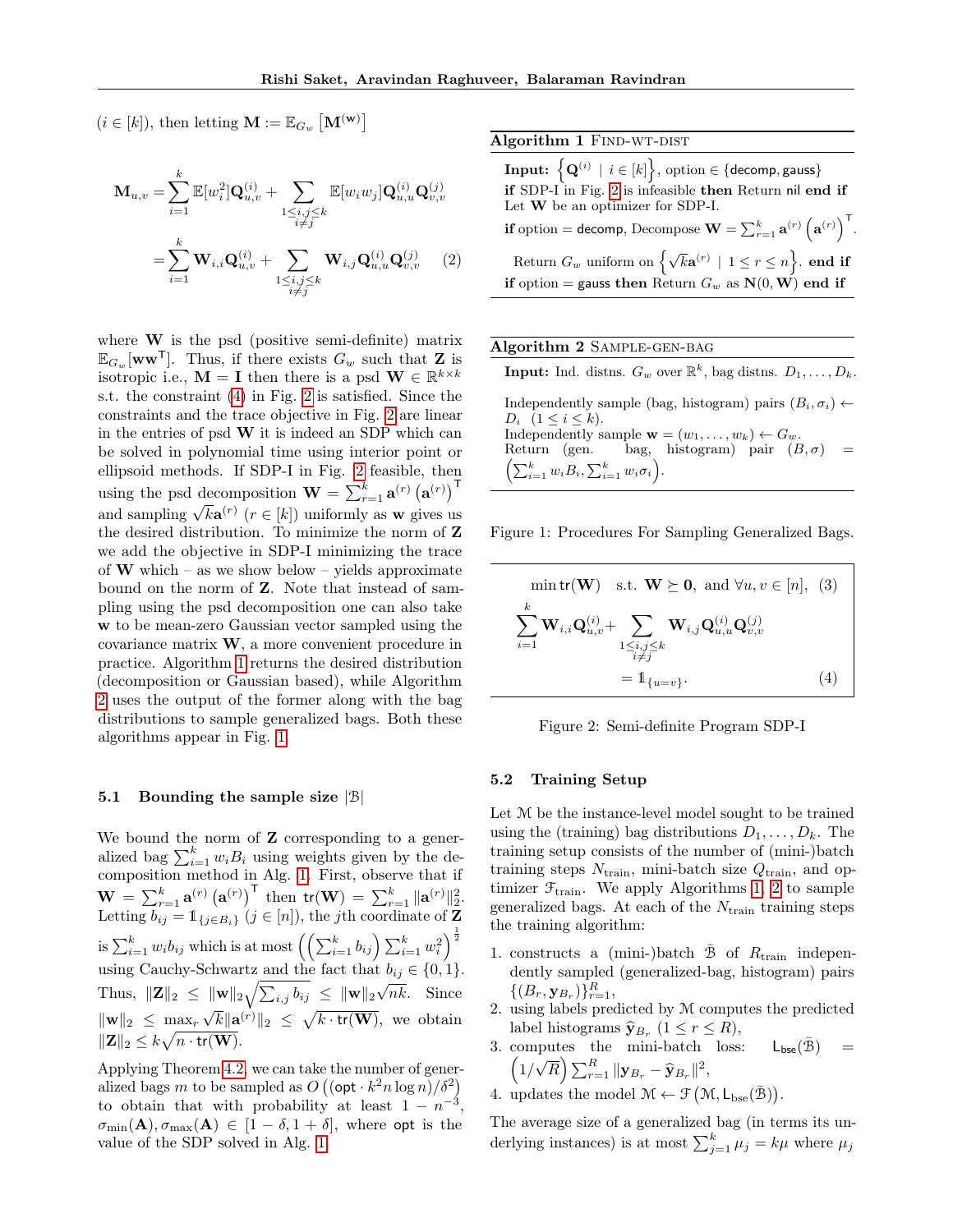$(i \in [k])$, then letting $\mathbf{M} := \mathbb{E}_{G_w}\left[\mathbf{M}^{(\mathbf{w})}\right]$

$$\mathbf{M}_{u,v} = \sum_{i=1}^{k} \mathbb{E}[w_i^2]\mathbf{Q}^{(i)}_{u,v} + \sum_{\substack{1 \le i,j \le k \\ i \neq j}} \mathbb{E}[w_i w_j]\mathbf{Q}^{(i)}_{u,u}\mathbf{Q}^{(j)}_{v,v}$$

$$= \sum_{i=1}^{k} \mathbf{W}_{i,i}\mathbf{Q}^{(i)}_{u,v} + \sum_{\substack{1 \le i,j \le k \\ i \neq j}} \mathbf{W}_{i,j}\mathbf{Q}^{(i)}_{u,u}\mathbf{Q}^{(j)}_{v,v} \quad (2)$$

where $\mathbf{W}$ is the psd (positive semi-definite) matrix $\mathbb{E}_{G_w}[\mathbf{w}\mathbf{w}^\mathsf{T}]$. Thus, if there exists $G_w$ such that $\mathbf{Z}$ is isotropic i.e., $\mathbf{M} = \mathbf{I}$ then there is a psd $\mathbf{W} \in \mathbb{R}^{k \times k}$ s.t. the constraint (4) in Fig. 2 is satisfied. Since the constraints and the trace objective in Fig. 2 are linear in the entries of psd $\mathbf{W}$ it is indeed an SDP which can be solved in polynomial time using interior point or ellipsoid methods. If SDP-I in Fig. 2 feasible, then using the psd decomposition $\mathbf{W} = \sum_{r=1}^{k} \mathbf{a}^{(r)}\left(\mathbf{a}^{(r)}\right)^\mathsf{T}$ and sampling $\sqrt{k}\mathbf{a}^{(r)}$ $(r \in [k])$ uniformly as $\mathbf{w}$ gives us the desired distribution. To minimize the norm of $\mathbf{Z}$ we add the objective in SDP-I minimizing the trace of $\mathbf{W}$ which – as we show below – yields approximate bound on the norm of $\mathbf{Z}$. Note that instead of sampling using the psd decomposition one can also take $\mathbf{w}$ to be mean-zero Gaussian vector sampled using the covariance matrix $\mathbf{W}$, a more convenient procedure in practice. Algorithm 1 returns the desired distribution (decomposition or Gaussian based), while Algorithm 2 uses the output of the former along with the bag distributions to sample generalized bags. Both these algorithms appear in Fig. 1.

### 5.1 Bounding the sample size $|\mathcal{B}|$

We bound the norm of $\mathbf{Z}$ corresponding to a generalized bag $\sum_{i=1}^{k} w_i B_i$ using weights given by the decomposition method in Alg. 1. First, observe that if $\mathbf{W} = \sum_{r=1}^{k} \mathbf{a}^{(r)}\left(\mathbf{a}^{(r)}\right)^\mathsf{T}$ then $\mathsf{tr}(\mathbf{W}) = \sum_{r=1}^{k} \|\mathbf{a}^{(r)}\|_2^2$. Letting $b_{ij} = \mathbb{1}_{\{j \in B_i\}}$ $(j \in [n])$, the $j$th coordinate of $\mathbf{Z}$ is $\sum_{i=1}^{k} w_i b_{ij}$ which is at most $\left(\left(\sum_{i=1}^{k} b_{ij}\right)\sum_{i=1}^{k} w_i^2\right)^{\frac{1}{2}}$ using Cauchy-Schwartz and the fact that $b_{ij} \in \{0, 1\}$. Thus, $\|\mathbf{Z}\|_2 \le \|\mathbf{w}\|_2\sqrt{\sum_{i,j} b_{ij}} \le \|\mathbf{w}\|_2\sqrt{nk}$. Since $\|\mathbf{w}\|_2 \le \max_r \sqrt{k}\|\mathbf{a}^{(r)}\|_2 \le \sqrt{k \cdot \mathsf{tr}(\mathbf{W})}$, we obtain $\|\mathbf{Z}\|_2 \le k\sqrt{n \cdot \mathsf{tr}(\mathbf{W})}$.

Applying Theorem 4.2, we can take the number of generalized bags $m$ to be sampled as $O\left((\mathsf{opt} \cdot k^2 n \log n)/\delta^2\right)$ to obtain that with probability at least $1 - n^{-3}$, $\sigma_{\min}(\mathbf{A}), \sigma_{\max}(\mathbf{A}) \in [1 - \delta, 1 + \delta]$, where $\mathsf{opt}$ is the value of the SDP solved in Alg. 1.

**Algorithm 1** FIND-WT-DIST

**Input:** $\left\{\mathbf{Q}^{(i)} \mid i \in [k]\right\}$, option $\in \{\mathsf{decomp}, \mathsf{gauss}\}$
**if** SDP-I in Fig. 2 is infeasible **then** Return nil **end if**
Let $\mathbf{W}$ be an optimizer for SDP-I.
**if** option = $\mathsf{decomp}$, Decompose $\mathbf{W} = \sum_{r=1}^{k} \mathbf{a}^{(r)}\left(\mathbf{a}^{(r)}\right)^\mathsf{T}$.
Return $G_w$ uniform on $\left\{\sqrt{k}\mathbf{a}^{(r)} \mid 1 \le r \le n\right\}$. **end if**
**if** option = $\mathsf{gauss}$ **then** Return $G_w$ as $\mathbf{N}(0, \mathbf{W})$ **end if**

**Algorithm 2** SAMPLE-GEN-BAG

**Input:** Ind. distns. $G_w$ over $\mathbb{R}^k$, bag distns. $D_1, \dots, D_k$.

Independently sample (bag, histogram) pairs $(B_i, \sigma_i) \leftarrow D_i$ $(1 \le i \le k)$.
Independently sample $\mathbf{w} = (w_1, \dots, w_k) \leftarrow G_w$.
Return (gen. bag, histogram) pair $(B, \sigma) = \left(\sum_{i=1}^{k} w_i B_i, \sum_{i=1}^{k} w_i \sigma_i\right)$.

Figure 1: Procedures For Sampling Generalized Bags.

$$\min \mathsf{tr}(\mathbf{W}) \quad \text{s.t. } \mathbf{W} \succeq \mathbf{0}, \text{ and } \forall u, v \in [n], \quad (3)$$

$$\sum_{i=1}^{k} \mathbf{W}_{i,i}\mathbf{Q}^{(i)}_{u,v} + \sum_{\substack{1 \le i,j \le k \\ i \neq j}} \mathbf{W}_{i,j}\mathbf{Q}^{(i)}_{u,u}\mathbf{Q}^{(j)}_{v,v} = \mathbb{1}_{\{u=v\}}. \quad (4)$$

Figure 2: Semi-definite Program SDP-I

### 5.2 Training Setup

Let $\mathcal{M}$ be the instance-level model sought to be trained using the (training) bag distributions $D_1, \dots, D_k$. The training setup consists of the number of (mini-)batch training steps $N_{\text{train}}$, mini-batch size $Q_{\text{train}}$, and optimizer $\mathcal{F}_{\text{train}}$. We apply Algorithms 1, 2 to sample generalized bags. At each of the $N_{\text{train}}$ training steps the training algorithm:

1. constructs a (mini-)batch $\bar{\mathcal{B}}$ of $R_{\text{train}}$ independently sampled (generalized-bag, histogram) pairs $\{(B_r, \mathbf{y}_{B_r})\}_{r=1}^{R}$,
2. using labels predicted by $\mathcal{M}$ computes the predicted label histograms $\widehat{\mathbf{y}}_{B_r}$ $(1 \le r \le R)$,
3. computes the mini-batch loss: $\mathsf{L}_{\mathsf{bse}}(\bar{\mathcal{B}}) = \left(1/\sqrt{R}\right)\sum_{r=1}^{R} \|\mathbf{y}_{B_r} - \widehat{\mathbf{y}}_{B_r}\|^2$,
4. updates the model $\mathcal{M} \leftarrow \mathcal{F}\left(\mathcal{M}, \mathsf{L}_{\mathsf{bse}}(\bar{\mathcal{B}})\right)$.

The average size of a generalized bag (in terms its underlying instances) is at most $\sum_{j=1}^{k} \mu_j = k\mu$ where $\mu_j$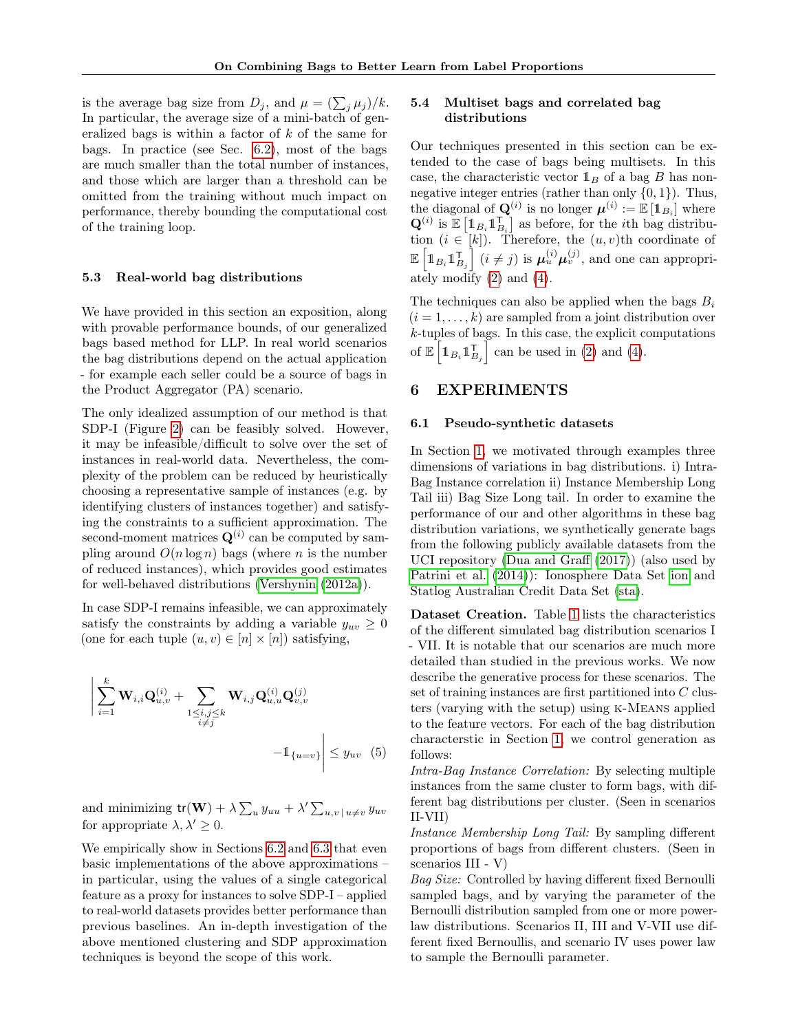is the average bag size from $D_j$, and $\mu = (\sum_j \mu_j)/k$. In particular, the average size of a mini-batch of generalized bags is within a factor of $k$ of the same for bags. In practice (see Sec. 6.2), most of the bags are much smaller than the total number of instances, and those which are larger than a threshold can be omitted from the training without much impact on performance, thereby bounding the computational cost of the training loop.

### 5.3 Real-world bag distributions

We have provided in this section an exposition, along with provable performance bounds, of our generalized bags based method for LLP. In real world scenarios the bag distributions depend on the actual application - for example each seller could be a source of bags in the Product Aggregator (PA) scenario.

The only idealized assumption of our method is that SDP-I (Figure 2) can be feasibly solved. However, it may be infeasible/difficult to solve over the set of instances in real-world data. Nevertheless, the complexity of the problem can be reduced by heuristically choosing a representative sample of instances (e.g. by identifying clusters of instances together) and satisfying the constraints to a sufficient approximation. The second-moment matrices $\mathbf{Q}^{(i)}$ can be computed by sampling around $O(n \log n)$ bags (where $n$ is the number of reduced instances), which provides good estimates for well-behaved distributions (Vershynin (2012a)).

In case SDP-I remains infeasible, we can approximately satisfy the constraints by adding a variable $y_{uv} \geq 0$ (one for each tuple $(u, v) \in [n] \times [n]$) satisfying,

$$\left| \sum_{i=1}^{k} \mathbf{W}_{i,i} \mathbf{Q}^{(i)}_{u,v} + \sum_{\substack{1 \leq i,j \leq k \\ i \neq j}} \mathbf{W}_{i,j} \mathbf{Q}^{(i)}_{u,u} \mathbf{Q}^{(j)}_{v,v} - \mathbb{1}_{\{u=v\}} \right| \leq y_{uv} \quad (5)$$

and minimizing $\mathsf{tr}(\mathbf{W}) + \lambda \sum_u y_{uu} + \lambda' \sum_{u,v \,|\, u \neq v} y_{uv}$ for appropriate $\lambda, \lambda' \geq 0$.

We empirically show in Sections 6.2 and 6.3 that even basic implementations of the above approximations – in particular, using the values of a single categorical feature as a proxy for instances to solve SDP-I – applied to real-world datasets provides better performance than previous baselines. An in-depth investigation of the above mentioned clustering and SDP approximation techniques is beyond the scope of this work.

### 5.4 Multiset bags and correlated bag distributions

Our techniques presented in this section can be extended to the case of bags being multisets. In this case, the characteristic vector $\mathbb{1}_B$ of a bag $B$ has non-negative integer entries (rather than only $\{0, 1\}$). Thus, the diagonal of $\mathbf{Q}^{(i)}$ is no longer $\boldsymbol{\mu}^{(i)} := \mathbb{E}[\mathbb{1}_{B_i}]$ where $\mathbf{Q}^{(i)}$ is $\mathbb{E}\left[\mathbb{1}_{B_i}\mathbb{1}_{B_i}^{\mathsf{T}}\right]$ as before, for the $i$th bag distribution ($i \in [k]$). Therefore, the $(u, v)$th coordinate of $\mathbb{E}\left[\mathbb{1}_{B_i}\mathbb{1}_{B_j}^{\mathsf{T}}\right]$ ($i \neq j$) is $\boldsymbol{\mu}_u^{(i)}\boldsymbol{\mu}_v^{(j)}$, and one can appropriately modify (2) and (4).

The techniques can also be applied when the bags $B_i$ ($i = 1, \ldots, k$) are sampled from a joint distribution over $k$-tuples of bags. In this case, the explicit computations of $\mathbb{E}\left[\mathbb{1}_{B_i}\mathbb{1}_{B_j}^{\mathsf{T}}\right]$ can be used in (2) and (4).

## 6 EXPERIMENTS

### 6.1 Pseudo-synthetic datasets

In Section 1, we motivated through examples three dimensions of variations in bag distributions. i) Intra-Bag Instance correlation ii) Instance Membership Long Tail iii) Bag Size Long tail. In order to examine the performance of our and other algorithms in these bag distribution variations, we synthetically generate bags from the following publicly available datasets from the UCI repository (Dua and Graff (2017)) (also used by Patrini et al. (2014)): Ionosphere Data Set ion and Statlog Australian Credit Data Set (sta).

**Dataset Creation.** Table 1 lists the characteristics of the different simulated bag distribution scenarios I - VII. It is notable that our scenarios are much more detailed than studied in the previous works. We now describe the generative process for these scenarios. The set of training instances are first partitioned into $C$ clusters (varying with the setup) using K-MEANS applied to the feature vectors. For each of the bag distribution characterstic in Section 1, we control generation as follows:

*Intra-Bag Instance Correlation:* By selecting multiple instances from the same cluster to form bags, with different bag distributions per cluster. (Seen in scenarios II-VII)

*Instance Membership Long Tail:* By sampling different proportions of bags from different clusters. (Seen in scenarios III - V)

*Bag Size:* Controlled by having different fixed Bernoulli sampled bags, and by varying the parameter of the Bernoulli distribution sampled from one or more power-law distributions. Scenarios II, III and V-VII use different fixed Bernoullis, and scenario IV uses power law to sample the Bernoulli parameter.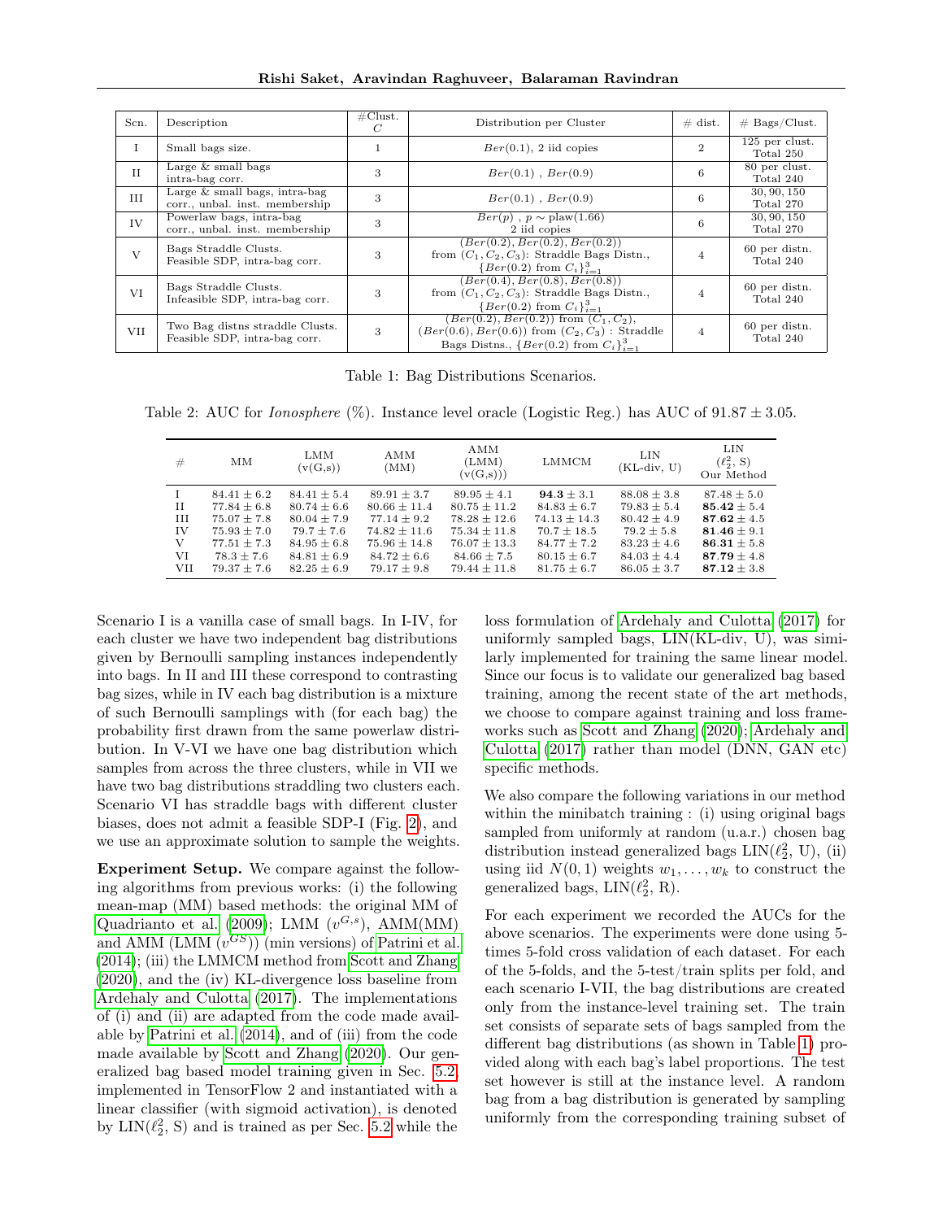| Scn. | Description | #Clust. $C$ | Distribution per Cluster | # dist. | # Bags/Clust. |
|---|---|---|---|---|---|
| I | Small bags size. | 1 | $Ber(0.1)$, 2 iid copies | 2 | 125 per clust. Total 250 |
| II | Large & small bags intra-bag corr. | 3 | $Ber(0.1)$ , $Ber(0.9)$ | 6 | 80 per clust. Total 240 |
| III | Large & small bags, intra-bag corr., unbal. inst. membership | 3 | $Ber(0.1)$ , $Ber(0.9)$ | 6 | 30, 90, 150 Total 270 |
| IV | Powerlaw bags, intra-bag corr., unbal. inst. membership | 3 | $Ber(p)$ , $p \sim$ plaw(1.66) 2 iid copies | 6 | 30, 90, 150 Total 270 |
| V | Bags Straddle Clusts. Feasible SDP, intra-bag corr. | 3 | $(Ber(0.2), Ber(0.2), Ber(0.2))$ from $(C_1, C_2, C_3)$: Straddle Bags Distn., $\{Ber(0.2) \text{ from } C_i\}_{i=1}^{3}$ | 4 | 60 per distn. Total 240 |
| VI | Bags Straddle Clusts. Infeasible SDP, intra-bag corr. | 3 | $(Ber(0.4), Ber(0.8), Ber(0.8))$ from $(C_1, C_2, C_3)$: Straddle Bags Distn., $\{Ber(0.2) \text{ from } C_i\}_{i=1}^{3}$ | 4 | 60 per distn. Total 240 |
| VII | Two Bag distns straddle Clusts. Feasible SDP, intra-bag corr. | 3 | $(Ber(0.2), Ber(0.2))$ from $(C_1, C_2)$, $(Ber(0.6), Ber(0.6))$ from $(C_2, C_3)$ : Straddle Bags Distns., $\{Ber(0.2) \text{ from } C_i\}_{i=1}^{3}$ | 4 | 60 per distn. Total 240 |

Table 1: Bag Distributions Scenarios.

Table 2: AUC for *Ionosphere* (%). Instance level oracle (Logistic Reg.) has AUC of $91.87 \pm 3.05$.

| # | MM | LMM (v(G,s)) | AMM (MM) | AMM (LMM) (v(G,s))) | LMMCM | LIN (KL-div, U) | LIN ($\ell_2^2$, S) Our Method |
|---|---|---|---|---|---|---|---|
| I | $84.41 \pm 6.2$ | $84.41 \pm 5.4$ | $89.91 \pm 3.7$ | $89.95 \pm 4.1$ | $\mathbf{94.3} \pm 3.1$ | $88.08 \pm 3.8$ | $87.48 \pm 5.0$ |
| II | $77.84 \pm 6.8$ | $80.74 \pm 6.6$ | $80.66 \pm 11.4$ | $80.75 \pm 11.2$ | $84.83 \pm 6.7$ | $79.83 \pm 5.4$ | $\mathbf{85.42} \pm 5.4$ |
| III | $75.07 \pm 7.8$ | $80.04 \pm 7.9$ | $77.14 \pm 9.2$ | $78.28 \pm 12.6$ | $74.13 \pm 14.3$ | $80.42 \pm 4.9$ | $\mathbf{87.62} \pm 4.5$ |
| IV | $75.93 \pm 7.0$ | $79.7 \pm 7.6$ | $74.82 \pm 11.6$ | $75.34 \pm 11.8$ | $70.7 \pm 18.5$ | $79.2 \pm 5.8$ | $\mathbf{81.46} \pm 9.1$ |
| V | $77.51 \pm 7.3$ | $84.95 \pm 6.8$ | $75.96 \pm 14.8$ | $76.07 \pm 13.3$ | $84.77 \pm 7.2$ | $83.23 \pm 4.6$ | $\mathbf{86.31} \pm 5.8$ |
| VI | $78.3 \pm 7.6$ | $84.81 \pm 6.9$ | $84.72 \pm 6.6$ | $84.66 \pm 7.5$ | $80.15 \pm 6.7$ | $84.03 \pm 4.4$ | $\mathbf{87.79} \pm 4.8$ |
| VII | $79.37 \pm 7.6$ | $82.25 \pm 6.9$ | $79.17 \pm 9.8$ | $79.44 \pm 11.8$ | $81.75 \pm 6.7$ | $86.05 \pm 3.7$ | $\mathbf{87.12} \pm 3.8$ |

Scenario I is a vanilla case of small bags. In I-IV, for each cluster we have two independent bag distributions given by Bernoulli sampling instances independently into bags. In II and III these correspond to contrasting bag sizes, while in IV each bag distribution is a mixture of such Bernoulli samplings with (for each bag) the probability first drawn from the same powerlaw distribution. In V-VI we have one bag distribution which samples from across the three clusters, while in VII we have two bag distributions straddling two clusters each. Scenario VI has straddle bags with different cluster biases, does not admit a feasible SDP-I (Fig. 2), and we use an approximate solution to sample the weights.

**Experiment Setup.** We compare against the following algorithms from previous works: (i) the following mean-map (MM) based methods: the original MM of Quadrianto et al. (2009); LMM ($v^{G,s}$), AMM(MM) and AMM (LMM ($v^{GS}$)) (min versions) of Patrini et al. (2014); (iii) the LMMCM method from Scott and Zhang (2020), and the (iv) KL-divergence loss baseline from Ardehaly and Culotta (2017). The implementations of (i) and (ii) are adapted from the code made available by Patrini et al. (2014), and of (iii) from the code made available by Scott and Zhang (2020). Our generalized bag based model training given in Sec. 5.2, implemented in TensorFlow 2 and instantiated with a linear classifier (with sigmoid activation), is denoted by LIN($\ell_2^2$, S) and is trained as per Sec. 5.2 while the loss formulation of Ardehaly and Culotta (2017) for uniformly sampled bags, LIN(KL-div, U), was similarly implemented for training the same linear model. Since our focus is to validate our generalized bag based training, among the recent state of the art methods, we choose to compare against training and loss frameworks such as Scott and Zhang (2020); Ardehaly and Culotta (2017) rather than model (DNN, GAN etc) specific methods.

We also compare the following variations in our method within the minibatch training : (i) using original bags sampled from uniformly at random (u.a.r.) chosen bag distribution instead generalized bags LIN($\ell_2^2$, U), (ii) using iid $N(0, 1)$ weights $w_1, \dots, w_k$ to construct the generalized bags, LIN($\ell_2^2$, R).

For each experiment we recorded the AUCs for the above scenarios. The experiments were done using 5-times 5-fold cross validation of each dataset. For each of the 5-folds, and the 5-test/train splits per fold, and each scenario I-VII, the bag distributions are created only from the instance-level training set. The train set consists of separate sets of bags sampled from the different bag distributions (as shown in Table 1) provided along with each bag's label proportions. The test set however is still at the instance level. A random bag from a bag distribution is generated by sampling uniformly from the corresponding training subset of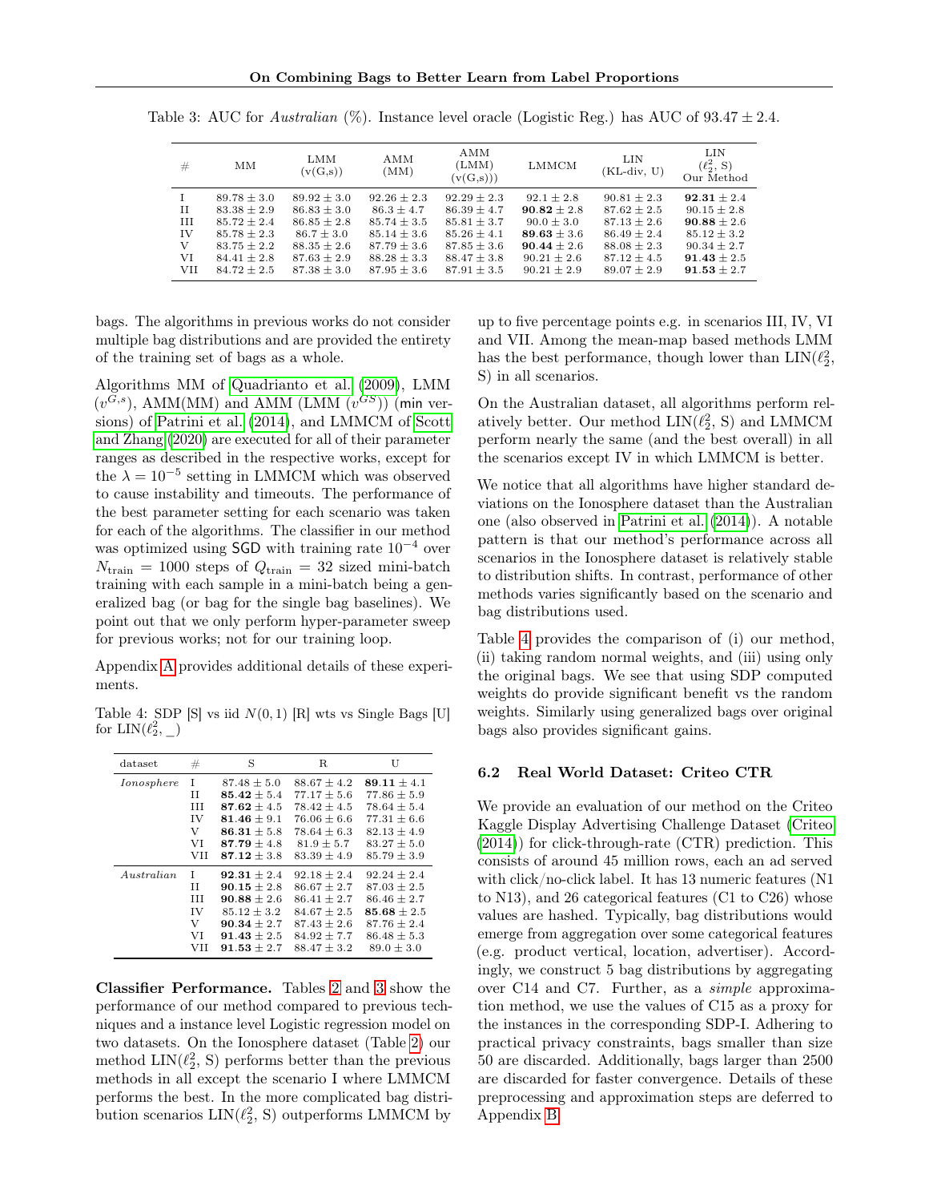Table 3: AUC for *Australian* (%). Instance level oracle (Logistic Reg.) has AUC of $93.47 \pm 2.4$.

| # | MM | LMM (v(G,s)) | AMM (MM) | AMM (LMM) (v(G,s))) | LMMCM | LIN (KL-div, U) | LIN ($\ell_2^2$, S) Our Method |
|---|---|---|---|---|---|---|---|
| I | $89.78 \pm 3.0$ | $89.92 \pm 3.0$ | $92.26 \pm 2.3$ | $92.29 \pm 2.3$ | $92.1 \pm 2.8$ | $90.81 \pm 2.3$ | $\mathbf{92.31} \pm 2.4$ |
| II | $83.38 \pm 2.9$ | $86.83 \pm 3.0$ | $86.3 \pm 4.7$ | $86.39 \pm 4.7$ | $\mathbf{90.82} \pm 2.8$ | $87.62 \pm 2.5$ | $90.15 \pm 2.8$ |
| III | $85.72 \pm 2.4$ | $86.85 \pm 2.8$ | $85.74 \pm 3.5$ | $85.81 \pm 3.7$ | $90.0 \pm 3.0$ | $87.13 \pm 2.6$ | $\mathbf{90.88} \pm 2.6$ |
| IV | $85.78 \pm 2.3$ | $86.7 \pm 3.0$ | $85.14 \pm 3.6$ | $85.26 \pm 4.1$ | $\mathbf{89.63} \pm 3.6$ | $86.49 \pm 2.4$ | $85.12 \pm 3.2$ |
| V | $83.75 \pm 2.2$ | $88.35 \pm 2.6$ | $87.79 \pm 3.6$ | $87.85 \pm 3.6$ | $\mathbf{90.44} \pm 2.6$ | $88.08 \pm 2.3$ | $90.34 \pm 2.7$ |
| VI | $84.41 \pm 2.8$ | $87.63 \pm 2.9$ | $88.28 \pm 3.3$ | $88.47 \pm 3.8$ | $90.21 \pm 2.6$ | $87.12 \pm 4.5$ | $\mathbf{91.43} \pm 2.5$ |
| VII | $84.72 \pm 2.5$ | $87.38 \pm 3.0$ | $87.95 \pm 3.6$ | $87.91 \pm 3.5$ | $90.21 \pm 2.9$ | $89.07 \pm 2.9$ | $\mathbf{91.53} \pm 2.7$ |

bags. The algorithms in previous works do not consider multiple bag distributions and are provided the entirety of the training set of bags as a whole.

Algorithms MM of Quadrianto et al. (2009), LMM ($v^{G,s}$), AMM(MM) and AMM (LMM ($v^{GS}$)) (min versions) of Patrini et al. (2014), and LMMCM of Scott and Zhang (2020) are executed for all of their parameter ranges as described in the respective works, except for the $\lambda = 10^{-5}$ setting in LMMCM which was observed to cause instability and timeouts. The performance of the best parameter setting for each scenario was taken for each of the algorithms. The classifier in our method was optimized using SGD with training rate $10^{-4}$ over $N_{\text{train}} = 1000$ steps of $Q_{\text{train}} = 32$ sized mini-batch training with each sample in a mini-batch being a generalized bag (or bag for the single bag baselines). We point out that we only perform hyper-parameter sweep for previous works; not for our training loop.

Appendix A provides additional details of these experiments.

Table 4: SDP [S] vs iid $N(0,1)$ [R] wts vs Single Bags [U] for LIN($\ell_2^2$, _)

| dataset | # | S | R | U |
|---|---|---|---|---|
| *Ionosphere* | I | $87.48 \pm 5.0$ | $88.67 \pm 4.2$ | $\mathbf{89.11} \pm 4.1$ |
| | II | $\mathbf{85.42} \pm 5.4$ | $77.17 \pm 5.6$ | $77.86 \pm 5.9$ |
| | III | $\mathbf{87.62} \pm 4.5$ | $78.42 \pm 4.5$ | $78.64 \pm 5.4$ |
| | IV | $\mathbf{81.46} \pm 9.1$ | $76.06 \pm 6.6$ | $77.31 \pm 6.6$ |
| | V | $\mathbf{86.31} \pm 5.8$ | $78.64 \pm 6.3$ | $82.13 \pm 4.9$ |
| | VI | $\mathbf{87.79} \pm 4.8$ | $81.9 \pm 5.7$ | $83.27 \pm 5.0$ |
| | VII | $\mathbf{87.12} \pm 3.8$ | $83.39 \pm 4.9$ | $85.79 \pm 3.9$ |
| *Australian* | I | $\mathbf{92.31} \pm 2.4$ | $92.18 \pm 2.4$ | $92.24 \pm 2.4$ |
| | II | $\mathbf{90.15} \pm 2.8$ | $86.67 \pm 2.7$ | $87.03 \pm 2.5$ |
| | III | $\mathbf{90.88} \pm 2.6$ | $86.41 \pm 2.7$ | $86.46 \pm 2.7$ |
| | IV | $85.12 \pm 3.2$ | $84.67 \pm 2.5$ | $\mathbf{85.68} \pm 2.5$ |
| | V | $\mathbf{90.34} \pm 2.7$ | $87.43 \pm 2.6$ | $87.76 \pm 2.4$ |
| | VI | $\mathbf{91.43} \pm 2.5$ | $84.92 \pm 7.7$ | $86.48 \pm 5.3$ |
| | VII | $\mathbf{91.53} \pm 2.7$ | $88.47 \pm 3.2$ | $89.0 \pm 3.0$ |

**Classifier Performance.** Tables 2 and 3 show the performance of our method compared to previous techniques and a instance level Logistic regression model on two datasets. On the Ionosphere dataset (Table 2) our method LIN($\ell_2^2$, S) performs better than the previous methods in all except the scenario I where LMMCM performs the best. In the more complicated bag distribution scenarios LIN($\ell_2^2$, S) outperforms LMMCM by up to five percentage points e.g. in scenarios III, IV, VI and VII. Among the mean-map based methods LMM has the best performance, though lower than LIN($\ell_2^2$, S) in all scenarios.

On the Australian dataset, all algorithms perform relatively better. Our method LIN($\ell_2^2$, S) and LMMCM perform nearly the same (and the best overall) in all the scenarios except IV in which LMMCM is better.

We notice that all algorithms have higher standard deviations on the Ionosphere dataset than the Australian one (also observed in Patrini et al. (2014)). A notable pattern is that our method's performance across all scenarios in the Ionosphere dataset is relatively stable to distribution shifts. In contrast, performance of other methods varies significantly based on the scenario and bag distributions used.

Table 4 provides the comparison of (i) our method, (ii) taking random normal weights, and (iii) using only the original bags. We see that using SDP computed weights do provide significant benefit vs the random weights. Similarly using generalized bags over original bags also provides significant gains.

### 6.2 Real World Dataset: Criteo CTR

We provide an evaluation of our method on the Criteo Kaggle Display Advertising Challenge Dataset (Criteo (2014)) for click-through-rate (CTR) prediction. This consists of around 45 million rows, each an ad served with click/no-click label. It has 13 numeric features (N1 to N13), and 26 categorical features (C1 to C26) whose values are hashed. Typically, bag distributions would emerge from aggregation over some categorical features (e.g. product vertical, location, advertiser). Accordingly, we construct 5 bag distributions by aggregating over C14 and C7. Further, as a *simple* approximation method, we use the values of C15 as a proxy for the instances in the corresponding SDP-I. Adhering to practical privacy constraints, bags smaller than size 50 are discarded. Additionally, bags larger than 2500 are discarded for faster convergence. Details of these preprocessing and approximation steps are deferred to Appendix B.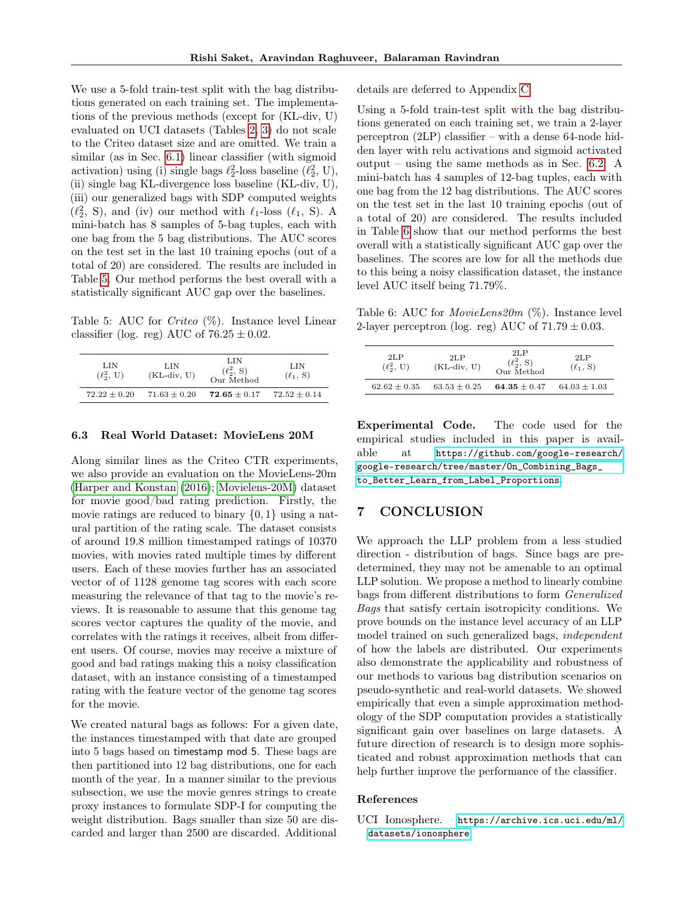We use a 5-fold train-test split with the bag distributions generated on each training set. The implementations of the previous methods (except for (KL-div, U) evaluated on UCI datasets (Tables 2, 3) do not scale to the Criteo dataset size and are omitted. We train a similar (as in Sec. 6.1) linear classifier (with sigmoid activation) using (i) single bags $\ell_2^2$-loss baseline ($\ell_2^2$, U), (ii) single bag KL-divergence loss baseline (KL-div, U), (iii) our generalized bags with SDP computed weights ($\ell_2^2$, S), and (iv) our method with $\ell_1$-loss ($\ell_1$, S). A mini-batch has 8 samples of 5-bag tuples, each with one bag from the 5 bag distributions. The AUC scores on the test set in the last 10 training epochs (out of a total of 20) are considered. The results are included in Table 5. Our method performs the best overall with a statistically significant AUC gap over the baselines.

Table 5: AUC for *Criteo* (%). Instance level Linear classifier (log. reg) AUC of $76.25 \pm 0.02$.

| LIN ($\ell_2^2$, U) | LIN (KL-div, U) | LIN ($\ell_2^2$, S) Our Method | LIN ($\ell_1$, S) |
|---|---|---|---|
| $72.22 \pm 0.20$ | $71.63 \pm 0.20$ | $\mathbf{72.65} \pm 0.17$ | $72.52 \pm 0.14$ |

### 6.3 Real World Dataset: MovieLens 20M

Along similar lines as the Criteo CTR experiments, we also provide an evaluation on the MovieLens-20m (Harper and Konstan (2016); Movielens-20M) dataset for movie good/bad rating prediction. Firstly, the movie ratings are reduced to binary $\{0, 1\}$ using a natural partition of the rating scale. The dataset consists of around 19.8 million timestamped ratings of 10370 movies, with movies rated multiple times by different users. Each of these movies further has an associated vector of of 1128 genome tag scores with each score measuring the relevance of that tag to the movie's reviews. It is reasonable to assume that this genome tag scores vector captures the quality of the movie, and correlates with the ratings it receives, albeit from different users. Of course, movies may receive a mixture of good and bad ratings making this a noisy classification dataset, with an instance consisting of a timestamped rating with the feature vector of the genome tag scores for the movie.

We created natural bags as follows: For a given date, the instances timestamped with that date are grouped into 5 bags based on `timestamp mod 5`. These bags are then partitioned into 12 bag distributions, one for each month of the year. In a manner similar to the previous subsection, we use the movie genres strings to create proxy instances to formulate SDP-I for computing the weight distribution. Bags smaller than size 50 are discarded and larger than 2500 are discarded. Additional details are deferred to Appendix C.

Using a 5-fold train-test split with the bag distributions generated on each training set, we train a 2-layer perceptron (2LP) classifier – with a dense 64-node hidden layer with relu activations and sigmoid activated output – using the same methods as in Sec. 6.2. A mini-batch has 4 samples of 12-bag tuples, each with one bag from the 12 bag distributions. The AUC scores on the test set in the last 10 training epochs (out of a total of 20) are considered. The results included in Table 6 show that our method performs the best overall with a statistically significant AUC gap over the baselines. The scores are low for all the methods due to this being a noisy classification dataset, the instance level AUC itself being 71.79%.

Table 6: AUC for *MovieLens20m* (%). Instance level 2-layer perceptron (log. reg) AUC of $71.79 \pm 0.03$.

| 2LP ($\ell_2^2$, U) | 2LP (KL-div, U) | 2LP ($\ell_2^2$, S) Our Method | 2LP ($\ell_1$, S) |
|---|---|---|---|
| $62.62 \pm 0.35$ | $63.53 \pm 0.25$ | $\mathbf{64.35} \pm 0.47$ | $64.03 \pm 1.03$ |

**Experimental Code.** The code used for the empirical studies included in this paper is available at https://github.com/google-research/google-research/tree/master/On_Combining_Bags_to_Better_Learn_from_Label_Proportions.

## 7 CONCLUSION

We approach the LLP problem from a less studied direction - distribution of bags. Since bags are predetermined, they may not be amenable to an optimal LLP solution. We propose a method to linearly combine bags from different distributions to form *Generalized Bags* that satisfy certain isotropicity conditions. We prove bounds on the instance level accuracy of an LLP model trained on such generalized bags, *independent* of how the labels are distributed. Our experiments also demonstrate the applicability and robustness of our methods to various bag distribution scenarios on pseudo-synthetic and real-world datasets. We showed empirically that even a simple approximation methodology of the SDP computation provides a statistically significant gain over baselines on large datasets. A future direction of research is to design more sophisticated and robust approximation methods that can help further improve the performance of the classifier.

## References

UCI Ionosphere. https://archive.ics.uci.edu/ml/datasets/ionosphere.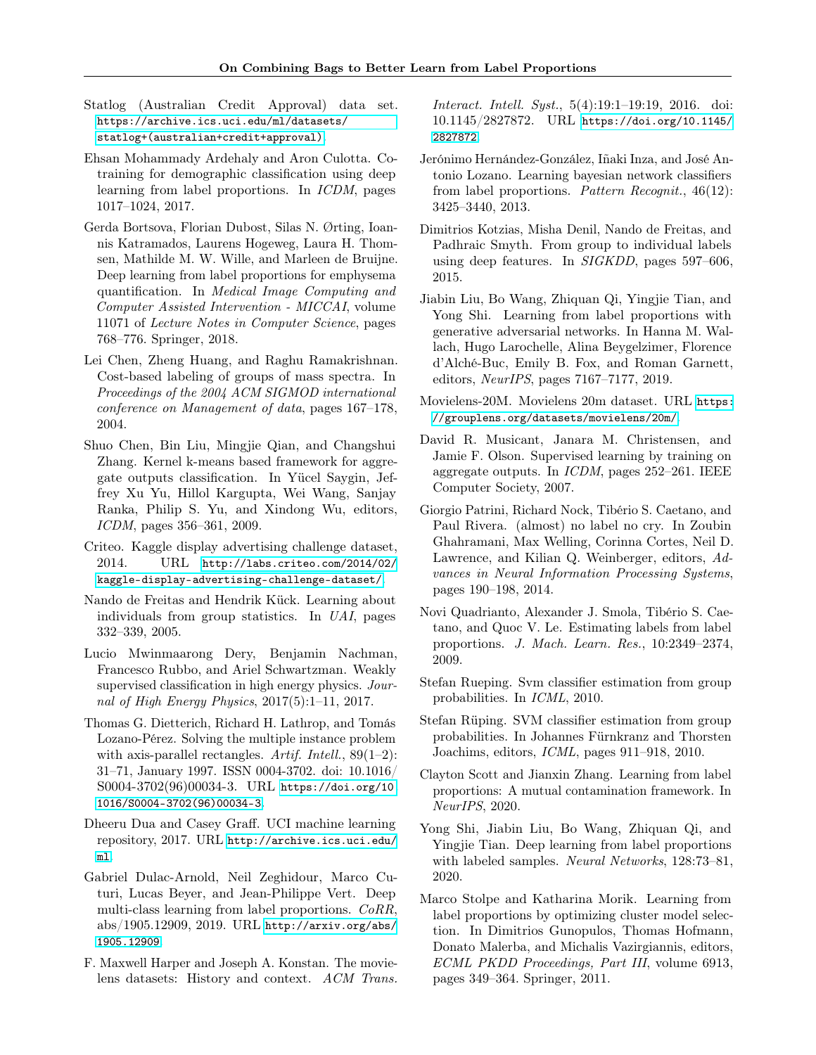Statlog (Australian Credit Approval) data set. https://archive.ics.uci.edu/ml/datasets/statlog+(australian+credit+approval).

Ehsan Mohammady Ardehaly and Aron Culotta. Co-training for demographic classification using deep learning from label proportions. In *ICDM*, pages 1017–1024, 2017.

Gerda Bortsova, Florian Dubost, Silas N. Ørting, Ioannis Katramados, Laurens Hogeweg, Laura H. Thomsen, Mathilde M. W. Wille, and Marleen de Bruijne. Deep learning from label proportions for emphysema quantification. In *Medical Image Computing and Computer Assisted Intervention - MICCAI*, volume 11071 of *Lecture Notes in Computer Science*, pages 768–776. Springer, 2018.

Lei Chen, Zheng Huang, and Raghu Ramakrishnan. Cost-based labeling of groups of mass spectra. In *Proceedings of the 2004 ACM SIGMOD international conference on Management of data*, pages 167–178, 2004.

Shuo Chen, Bin Liu, Mingjie Qian, and Changshui Zhang. Kernel k-means based framework for aggregate outputs classification. In Yücel Saygin, Jeffrey Xu Yu, Hillol Kargupta, Wei Wang, Sanjay Ranka, Philip S. Yu, and Xindong Wu, editors, *ICDM*, pages 356–361, 2009.

Criteo. Kaggle display advertising challenge dataset, 2014. URL http://labs.criteo.com/2014/02/kaggle-display-advertising-challenge-dataset/.

Nando de Freitas and Hendrik Kück. Learning about individuals from group statistics. In *UAI*, pages 332–339, 2005.

Lucio Mwinmaarong Dery, Benjamin Nachman, Francesco Rubbo, and Ariel Schwartzman. Weakly supervised classification in high energy physics. *Journal of High Energy Physics*, 2017(5):1–11, 2017.

Thomas G. Dietterich, Richard H. Lathrop, and Tomás Lozano-Pérez. Solving the multiple instance problem with axis-parallel rectangles. *Artif. Intell.*, 89(1–2): 31–71, January 1997. ISSN 0004-3702. doi: 10.1016/S0004-3702(96)00034-3. URL https://doi.org/10.1016/S0004-3702(96)00034-3.

Dheeru Dua and Casey Graff. UCI machine learning repository, 2017. URL http://archive.ics.uci.edu/ml.

Gabriel Dulac-Arnold, Neil Zeghidour, Marco Cuturi, Lucas Beyer, and Jean-Philippe Vert. Deep multi-class learning from label proportions. *CoRR*, abs/1905.12909, 2019. URL http://arxiv.org/abs/1905.12909.

F. Maxwell Harper and Joseph A. Konstan. The movielens datasets: History and context. *ACM Trans. Interact. Intell. Syst.*, 5(4):19:1–19:19, 2016. doi: 10.1145/2827872. URL https://doi.org/10.1145/2827872.

Jerónimo Hernández-González, Iñaki Inza, and José Antonio Lozano. Learning bayesian network classifiers from label proportions. *Pattern Recognit.*, 46(12): 3425–3440, 2013.

Dimitrios Kotzias, Misha Denil, Nando de Freitas, and Padhraic Smyth. From group to individual labels using deep features. In *SIGKDD*, pages 597–606, 2015.

Jiabin Liu, Bo Wang, Zhiquan Qi, Yingjie Tian, and Yong Shi. Learning from label proportions with generative adversarial networks. In Hanna M. Wallach, Hugo Larochelle, Alina Beygelzimer, Florence d'Alché-Buc, Emily B. Fox, and Roman Garnett, editors, *NeurIPS*, pages 7167–7177, 2019.

Movielens-20M. Movielens 20m dataset. URL https://grouplens.org/datasets/movielens/20m/.

David R. Musicant, Janara M. Christensen, and Jamie F. Olson. Supervised learning by training on aggregate outputs. In *ICDM*, pages 252–261. IEEE Computer Society, 2007.

Giorgio Patrini, Richard Nock, Tibério S. Caetano, and Paul Rivera. (almost) no label no cry. In Zoubin Ghahramani, Max Welling, Corinna Cortes, Neil D. Lawrence, and Kilian Q. Weinberger, editors, *Advances in Neural Information Processing Systems*, pages 190–198, 2014.

Novi Quadrianto, Alexander J. Smola, Tibério S. Caetano, and Quoc V. Le. Estimating labels from label proportions. *J. Mach. Learn. Res.*, 10:2349–2374, 2009.

Stefan Rueping. Svm classifier estimation from group probabilities. In *ICML*, 2010.

Stefan Rüping. SVM classifier estimation from group probabilities. In Johannes Fürnkranz and Thorsten Joachims, editors, *ICML*, pages 911–918, 2010.

Clayton Scott and Jianxin Zhang. Learning from label proportions: A mutual contamination framework. In *NeurIPS*, 2020.

Yong Shi, Jiabin Liu, Bo Wang, Zhiquan Qi, and Yingjie Tian. Deep learning from label proportions with labeled samples. *Neural Networks*, 128:73–81, 2020.

Marco Stolpe and Katharina Morik. Learning from label proportions by optimizing cluster model selection. In Dimitrios Gunopulos, Thomas Hofmann, Donato Malerba, and Michalis Vazirgiannis, editors, *ECML PKDD Proceedings, Part III*, volume 6913, pages 349–364. Springer, 2011.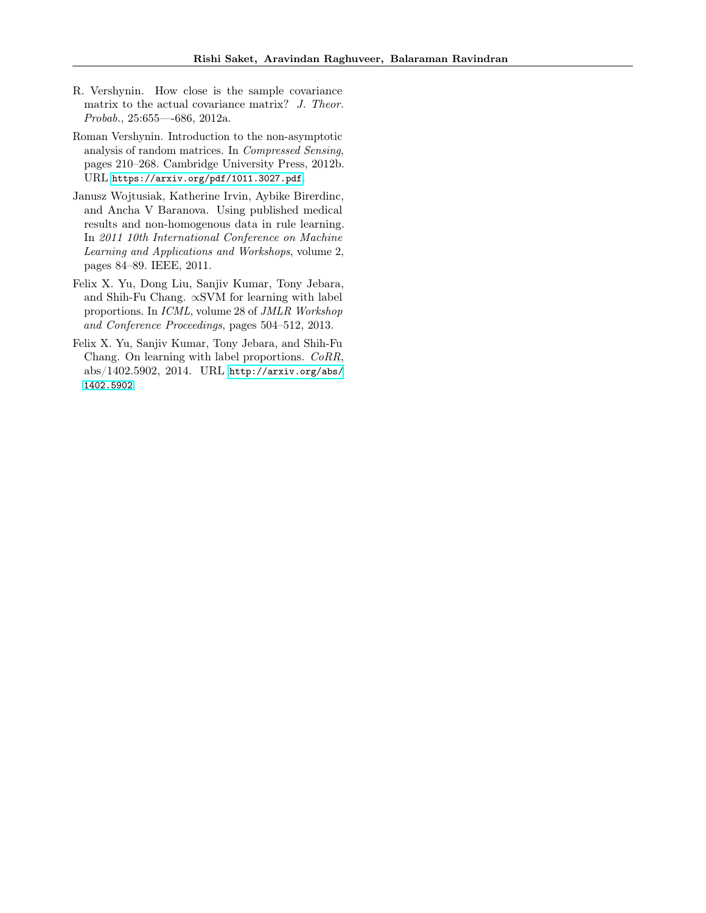R. Vershynin. How close is the sample covariance matrix to the actual covariance matrix? *J. Theor. Probab.*, 25:655—-686, 2012a.

Roman Vershynin. Introduction to the non-asymptotic analysis of random matrices. In *Compressed Sensing*, pages 210–268. Cambridge University Press, 2012b. URL https://arxiv.org/pdf/1011.3027.pdf.

Janusz Wojtusiak, Katherine Irvin, Aybike Birerdinc, and Ancha V Baranova. Using published medical results and non-homogenous data in rule learning. In *2011 10th International Conference on Machine Learning and Applications and Workshops*, volume 2, pages 84–89. IEEE, 2011.

Felix X. Yu, Dong Liu, Sanjiv Kumar, Tony Jebara, and Shih-Fu Chang. ∝SVM for learning with label proportions. In *ICML*, volume 28 of *JMLR Workshop and Conference Proceedings*, pages 504–512, 2013.

Felix X. Yu, Sanjiv Kumar, Tony Jebara, and Shih-Fu Chang. On learning with label proportions. *CoRR*, abs/1402.5902, 2014. URL http://arxiv.org/abs/1402.5902.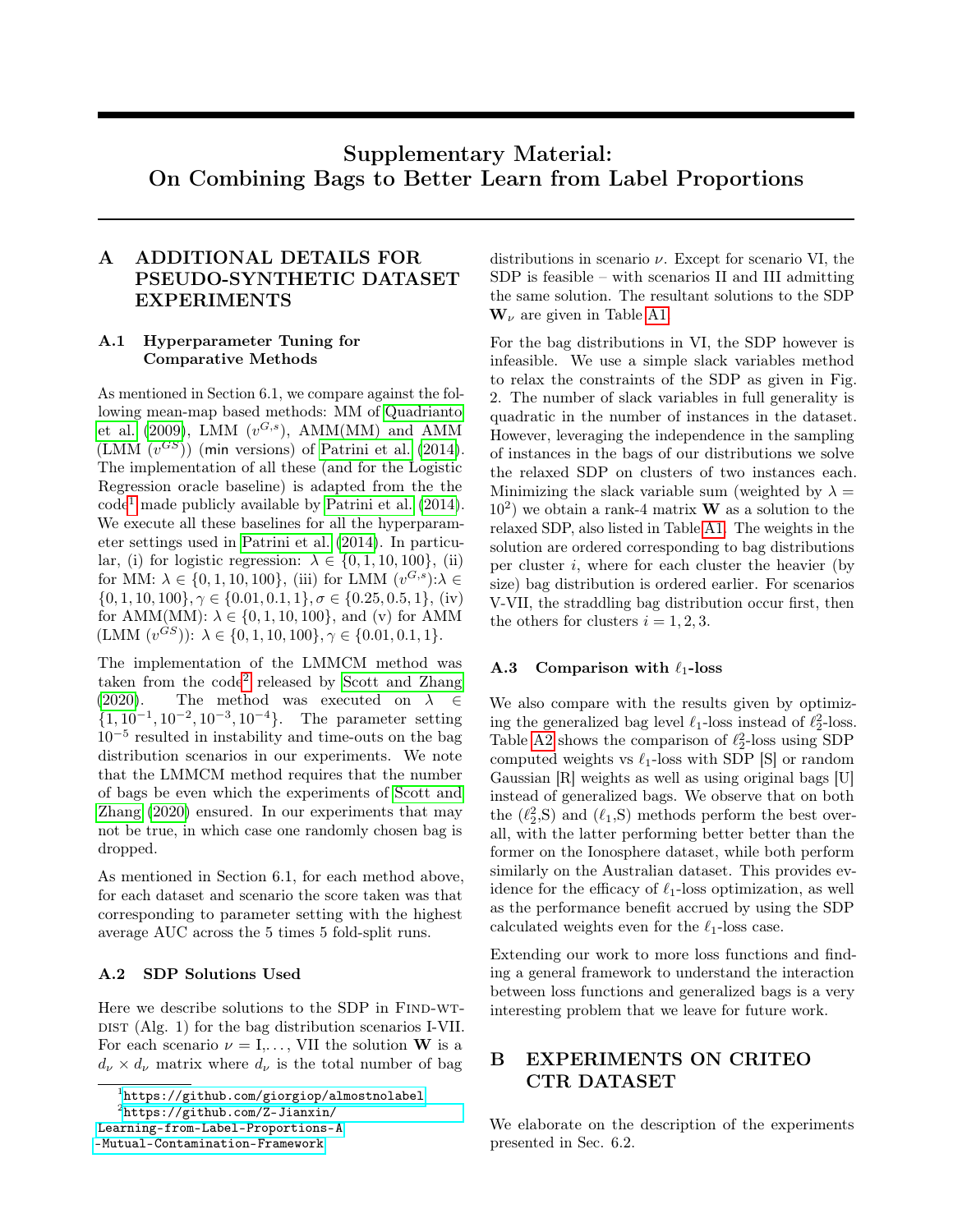# Supplementary Material: On Combining Bags to Better Learn from Label Proportions

## A ADDITIONAL DETAILS FOR PSEUDO-SYNTHETIC DATASET EXPERIMENTS

### A.1 Hyperparameter Tuning for Comparative Methods

As mentioned in Section 6.1, we compare against the following mean-map based methods: MM of Quadrianto et al. (2009), LMM ($v^{G,s}$), AMM(MM) and AMM (LMM ($v^{GS}$)) (min versions) of Patrini et al. (2014). The implementation of all these (and for the Logistic Regression oracle baseline) is adapted from the the code[1] made publicly available by Patrini et al. (2014). We execute all these baselines for all the hyperparameter settings used in Patrini et al. (2014). In particular, (i) for logistic regression: $\lambda \in \{0, 1, 10, 100\}$, (ii) for MM: $\lambda \in \{0, 1, 10, 100\}$, (iii) for LMM ($v^{G,s}$):$\lambda \in \{0, 1, 10, 100\}, \gamma \in \{0.01, 0.1, 1\}, \sigma \in \{0.25, 0.5, 1\}$, (iv) for AMM(MM): $\lambda \in \{0, 1, 10, 100\}$, and (v) for AMM (LMM ($v^{GS}$)): $\lambda \in \{0, 1, 10, 100\}, \gamma \in \{0.01, 0.1, 1\}$.

The implementation of the LMMCM method was taken from the code[2] released by Scott and Zhang (2020). The method was executed on $\lambda \in \{1, 10^{-1}, 10^{-2}, 10^{-3}, 10^{-4}\}$. The parameter setting $10^{-5}$ resulted in instability and time-outs on the bag distribution scenarios in our experiments. We note that the LMMCM method requires that the number of bags be even which the experiments of Scott and Zhang (2020) ensured. In our experiments that may not be true, in which case one randomly chosen bag is dropped.

As mentioned in Section 6.1, for each method above, for each dataset and scenario the score taken was that corresponding to parameter setting with the highest average AUC across the 5 times 5 fold-split runs.

### A.2 SDP Solutions Used

Here we describe solutions to the SDP in Find-wt-dist (Alg. 1) for the bag distribution scenarios I-VII. For each scenario $\nu =$ I,..., VII the solution $\mathbf{W}$ is a $d_\nu \times d_\nu$ matrix where $d_\nu$ is the total number of bag distributions in scenario $\nu$. Except for scenario VI, the SDP is feasible – with scenarios II and III admitting the same solution. The resultant solutions to the SDP $\mathbf{W}_\nu$ are given in Table A1.

For the bag distributions in VI, the SDP however is infeasible. We use a simple slack variables method to relax the constraints of the SDP as given in Fig. 2. The number of slack variables in full generality is quadratic in the number of instances in the dataset. However, leveraging the independence in the sampling of instances in the bags of our distributions we solve the relaxed SDP on clusters of two instances each. Minimizing the slack variable sum (weighted by $\lambda = 10^2$) we obtain a rank-4 matrix $\mathbf{W}$ as a solution to the relaxed SDP, also listed in Table A1. The weights in the solution are ordered corresponding to bag distributions per cluster $i$, where for each cluster the heavier (by size) bag distribution is ordered earlier. For scenarios V-VII, the straddling bag distribution occur first, then the others for clusters $i = 1, 2, 3$.

### A.3 Comparison with $\ell_1$-loss

We also compare with the results given by optimizing the generalized bag level $\ell_1$-loss instead of $\ell_2^2$-loss. Table A2 shows the comparison of $\ell_2^2$-loss using SDP computed weights vs $\ell_1$-loss with SDP [S] or random Gaussian [R] weights as well as using original bags [U] instead of generalized bags. We observe that on both the ($\ell_2^2$,S) and ($\ell_1$,S) methods perform the best overall, with the latter performing better better than the former on the Ionosphere dataset, while both perform similarly on the Australian dataset. This provides evidence for the efficacy of $\ell_1$-loss optimization, as well as the performance benefit accrued by using the SDP calculated weights even for the $\ell_1$-loss case.

Extending our work to more loss functions and finding a general framework to understand the interaction between loss functions and generalized bags is a very interesting problem that we leave for future work.

## B EXPERIMENTS ON CRITEO CTR DATASET

We elaborate on the description of the experiments presented in Sec. 6.2.

[1] https://github.com/giorgiop/almostnolabel

[2] https://github.com/Z-Jianxin/Learning-from-Label-Proportions-A-Mutual-Contamination-Framework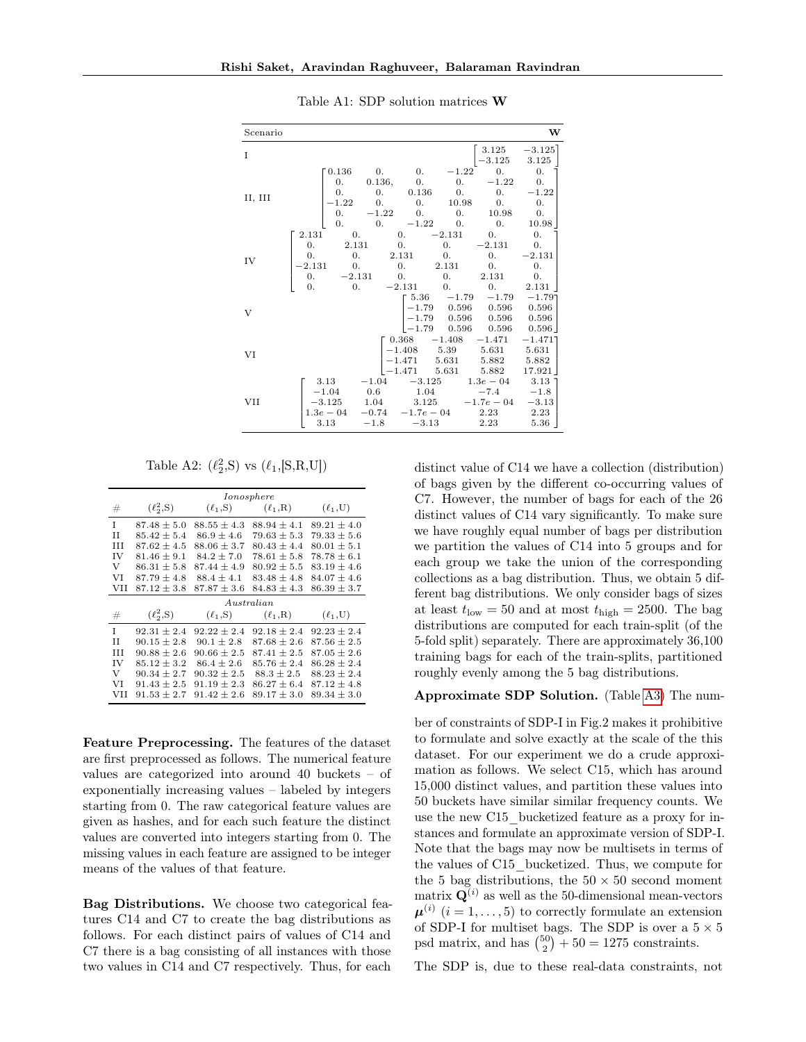Table A1: SDP solution matrices $\mathbf{W}$

| Scenario | $\mathbf{W}$ |
|---|---|
| I | $\begin{bmatrix} 3.125 & -3.125 \\ -3.125 & 3.125 \end{bmatrix}$ |
| II, III | $\begin{bmatrix} 0.136 & 0. & 0. & -1.22 & 0. & 0. \\ 0. & 0.136, & 0. & 0. & -1.22 & 0. \\ 0. & 0. & 0.136 & 0. & 0. & -1.22 \\ -1.22 & 0. & 0. & 10.98 & 0. & 0. \\ 0. & -1.22 & 0. & 0. & 10.98 & 0. \\ 0. & 0. & -1.22 & 0. & 0. & 10.98 \end{bmatrix}$ |
| IV | $\begin{bmatrix} 2.131 & 0. & 0. & -2.131 & 0. & 0. \\ 0. & 2.131 & 0. & 0. & -2.131 & 0. \\ 0. & 0. & 2.131 & 0. & 0. & -2.131 \\ -2.131 & 0. & 0. & 2.131 & 0. & 0. \\ 0. & -2.131 & 0. & 0. & 2.131 & 0. \\ 0. & 0. & -2.131 & 0. & 0. & 2.131 \end{bmatrix}$ |
| V | $\begin{bmatrix} 5.36 & -1.79 & -1.79 & -1.79 \\ -1.79 & 0.596 & 0.596 & 0.596 \\ -1.79 & 0.596 & 0.596 & 0.596 \\ -1.79 & 0.596 & 0.596 & 0.596 \end{bmatrix}$ |
| VI | $\begin{bmatrix} 0.368 & -1.408 & -1.471 & -1.471 \\ -1.408 & 5.39 & 5.631 & 5.631 \\ -1.471 & 5.631 & 5.882 & 5.882 \\ -1.471 & 5.631 & 5.882 & 17.921 \end{bmatrix}$ |
| VII | $\begin{bmatrix} 3.13 & -1.04 & -3.125 & 1.3e-04 & 3.13 \\ -1.04 & 0.6 & 1.04 & -7.4 & -1.8 \\ -3.125 & 1.04 & 3.125 & -1.7e-04 & -3.13 \\ 1.3e-04 & -0.74 & -1.7e-04 & 2.23 & 2.23 \\ 3.13 & -1.8 & -3.13 & 2.23 & 5.36 \end{bmatrix}$ |

Table A2: ($\ell_2^2$,S) vs ($\ell_1$,[S,R,U])

| # | ($\ell_2^2$,S) | ($\ell_1$,S) | ($\ell_1$,R) | ($\ell_1$,U) |
|---|---|---|---|---|
| | *Ionosphere* | | | |
| I | $87.48 \pm 5.0$ | $88.55 \pm 4.3$ | $88.94 \pm 4.1$ | $89.21 \pm 4.0$ |
| II | $85.42 \pm 5.4$ | $86.9 \pm 4.6$ | $79.63 \pm 5.3$ | $79.33 \pm 5.6$ |
| III | $87.62 \pm 4.5$ | $88.06 \pm 3.7$ | $80.43 \pm 4.4$ | $80.01 \pm 5.1$ |
| IV | $81.46 \pm 9.1$ | $84.2 \pm 7.0$ | $78.61 \pm 5.8$ | $78.78 \pm 6.1$ |
| V | $86.31 \pm 5.8$ | $87.44 \pm 4.9$ | $80.92 \pm 5.5$ | $83.19 \pm 4.6$ |
| VI | $87.79 \pm 4.8$ | $88.4 \pm 4.1$ | $83.48 \pm 4.8$ | $84.07 \pm 4.6$ |
| VII | $87.12 \pm 3.8$ | $87.87 \pm 3.6$ | $84.83 \pm 4.3$ | $86.39 \pm 3.7$ |
| | *Australian* | | | |
| I | $92.31 \pm 2.4$ | $92.22 \pm 2.4$ | $92.18 \pm 2.4$ | $92.23 \pm 2.4$ |
| II | $90.15 \pm 2.8$ | $90.1 \pm 2.8$ | $87.68 \pm 2.6$ | $87.56 \pm 2.5$ |
| III | $90.88 \pm 2.6$ | $90.66 \pm 2.5$ | $87.41 \pm 2.5$ | $87.05 \pm 2.6$ |
| IV | $85.12 \pm 3.2$ | $86.4 \pm 2.6$ | $85.76 \pm 2.4$ | $86.28 \pm 2.4$ |
| V | $90.34 \pm 2.7$ | $90.32 \pm 2.5$ | $88.3 \pm 2.5$ | $88.23 \pm 2.4$ |
| VI | $91.43 \pm 2.5$ | $91.19 \pm 2.3$ | $86.27 \pm 6.4$ | $87.12 \pm 4.8$ |
| VII | $91.53 \pm 2.7$ | $91.42 \pm 2.6$ | $89.17 \pm 3.0$ | $89.34 \pm 3.0$ |

**Feature Preprocessing.** The features of the dataset are first preprocessed as follows. The numerical feature values are categorized into around 40 buckets – of exponentially increasing values – labeled by integers starting from 0. The raw categorical feature values are given as hashes, and for each such feature the distinct values are converted into integers starting from 0. The missing values in each feature are assigned to be integer means of the values of that feature.

**Bag Distributions.** We choose two categorical features C14 and C7 to create the bag distributions as follows. For each distinct pairs of values of C14 and C7 there is a bag consisting of all instances with those two values in C14 and C7 respectively. Thus, for each distinct value of C14 we have a collection (distribution) of bags given by the different co-occurring values of C7. However, the number of bags for each of the 26 distinct values of C14 vary significantly. To make sure we have roughly equal number of bags per distribution we partition the values of C14 into 5 groups and for each group we take the union of the corresponding collections as a bag distribution. Thus, we obtain 5 different bag distributions. We only consider bags of sizes at least $t_{\rm low} = 50$ and at most $t_{\rm high} = 2500$. The bag distributions are computed for each train-split (of the 5-fold split) separately. There are approximately 36,100 training bags for each of the train-splits, partitioned roughly evenly among the 5 bag distributions.

**Approximate SDP Solution.** (Table A3) The number of constraints of SDP-I in Fig.2 makes it prohibitive to formulate and solve exactly at the scale of the this dataset. For our experiment we do a crude approximation as follows. We select C15, which has around 15,000 distinct values, and partition these values into 50 buckets have similar similar frequency counts. We use the new C15_bucketized feature as a proxy for instances and formulate an approximate version of SDP-I. Note that the bags may now be multisets in terms of the values of C15_bucketized. Thus, we compute for the 5 bag distributions, the $50 \times 50$ second moment matrix $\mathbf{Q}^{(i)}$ as well as the 50-dimensional mean-vectors $\boldsymbol{\mu}^{(i)}$ $(i = 1, \ldots, 5)$ to correctly formulate an extension of SDP-I for multiset bags. The SDP is over a $5 \times 5$ psd matrix, and has $\binom{50}{2} + 50 = 1275$ constraints.

The SDP is, due to these real-data constraints, not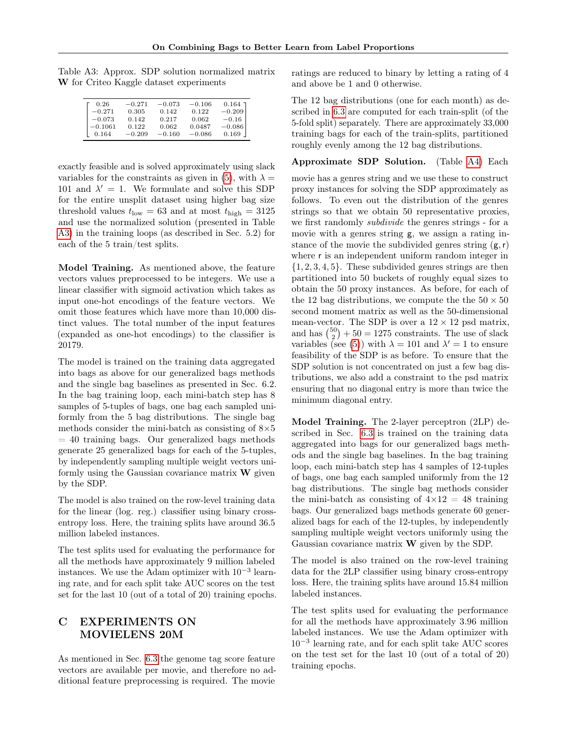Table A3: Approx. SDP solution normalized matrix $\mathbf{W}$ for Criteo Kaggle dataset experiments

$$
\begin{bmatrix}
0.26 & -0.271 & -0.073 & -0.106 & 0.164 \\
-0.271 & 0.305 & 0.142 & 0.122 & -0.209 \\
-0.073 & 0.142 & 0.217 & 0.062 & -0.16 \\
-0.1061 & 0.122 & 0.062 & 0.0487 & -0.086 \\
0.164 & -0.209 & -0.160 & -0.086 & 0.169
\end{bmatrix}
$$

exactly feasible and is solved approximately using slack variables for the constraints as given in (5), with $\lambda = 101$ and $\lambda' = 1$. We formulate and solve this SDP for the entire unsplit dataset using higher bag size threshold values $t_{\text{low}} = 63$ and at most $t_{\text{high}} = 3125$ and use the normalized solution (presented in Table A3) in the training loops (as described in Sec. 5.2) for each of the 5 train/test splits.

**Model Training.** As mentioned above, the feature vectors values preprocessed to be integers. We use a linear classifier with sigmoid activation which takes as input one-hot encodings of the feature vectors. We omit those features which have more than 10,000 distinct values. The total number of the input features (expanded as one-hot encodings) to the classifier is 20179.

The model is trained on the training data aggregated into bags as above for our generalized bags methods and the single bag baselines as presented in Sec. 6.2. In the bag training loop, each mini-batch step has 8 samples of 5-tuples of bags, one bag each sampled uniformly from the 5 bag distributions. The single bag methods consider the mini-batch as consisting of $8 \times 5 = 40$ training bags. Our generalized bags methods generate 25 generalized bags for each of the 5-tuples, by independently sampling multiple weight vectors uniformly using the Gaussian covariance matrix $\mathbf{W}$ given by the SDP.

The model is also trained on the row-level training data for the linear (log. reg.) classifier using binary cross-entropy loss. Here, the training splits have around 36.5 million labeled instances.

The test splits used for evaluating the performance for all the methods have approximately 9 million labeled instances. We use the Adam optimizer with $10^{-3}$ learning rate, and for each split take AUC scores on the test set for the last 10 (out of a total of 20) training epochs.

# C EXPERIMENTS ON MOVIELENS 20M

As mentioned in Sec. 6.3 the genome tag score feature vectors are available per movie, and therefore no additional feature preprocessing is required. The movie ratings are reduced to binary by letting a rating of 4 and above be 1 and 0 otherwise.

The 12 bag distributions (one for each month) as described in 6.3 are computed for each train-split (of the 5-fold split) separately. There are approximately 33,000 training bags for each of the train-splits, partitioned roughly evenly among the 12 bag distributions.

**Approximate SDP Solution.** (Table A4) Each movie has a genres string and we use these to construct proxy instances for solving the SDP approximately as follows. To even out the distribution of the genres strings so that we obtain 50 representative proxies, we first randomly *subdivide* the genres strings - for a movie with a genres string $\mathsf{g}$, we assign a rating instance of the movie the subdivided genres string $(\mathsf{g}, \mathsf{r})$ where $\mathsf{r}$ is an independent uniform random integer in $\{1, 2, 3, 4, 5\}$. These subdivided genres strings are then partitioned into 50 buckets of roughly equal sizes to obtain the 50 proxy instances. As before, for each of the 12 bag distributions, we compute the the $50 \times 50$ second moment matrix as well as the 50-dimensional mean-vector. The SDP is over a $12 \times 12$ psd matrix, and has $\binom{50}{2} + 50 = 1275$ constraints. The use of slack variables (see (5)) with $\lambda = 101$ and $\lambda' = 1$ to ensure feasibility of the SDP is as before. To ensure that the SDP solution is not concentrated on just a few bag distributions, we also add a constraint to the psd matrix ensuring that no diagonal entry is more than twice the minimum diagonal entry.

**Model Training.** The 2-layer perceptron (2LP) described in Sec. 6.3 is trained on the training data aggregated into bags for our generalized bags methods and the single bag baselines. In the bag training loop, each mini-batch step has 4 samples of 12-tuples of bags, one bag each sampled uniformly from the 12 bag distributions. The single bag methods consider the mini-batch as consisting of $4 \times 12 = 48$ training bags. Our generalized bags methods generate 60 generalized bags for each of the 12-tuples, by independently sampling multiple weight vectors uniformly using the Gaussian covariance matrix $\mathbf{W}$ given by the SDP.

The model is also trained on the row-level training data for the 2LP classifier using binary cross-entropy loss. Here, the training splits have around 15.84 million labeled instances.

The test splits used for evaluating the performance for all the methods have approximately 3.96 million labeled instances. We use the Adam optimizer with $10^{-3}$ learning rate, and for each split take AUC scores on the test set for the last 10 (out of a total of 20) training epochs.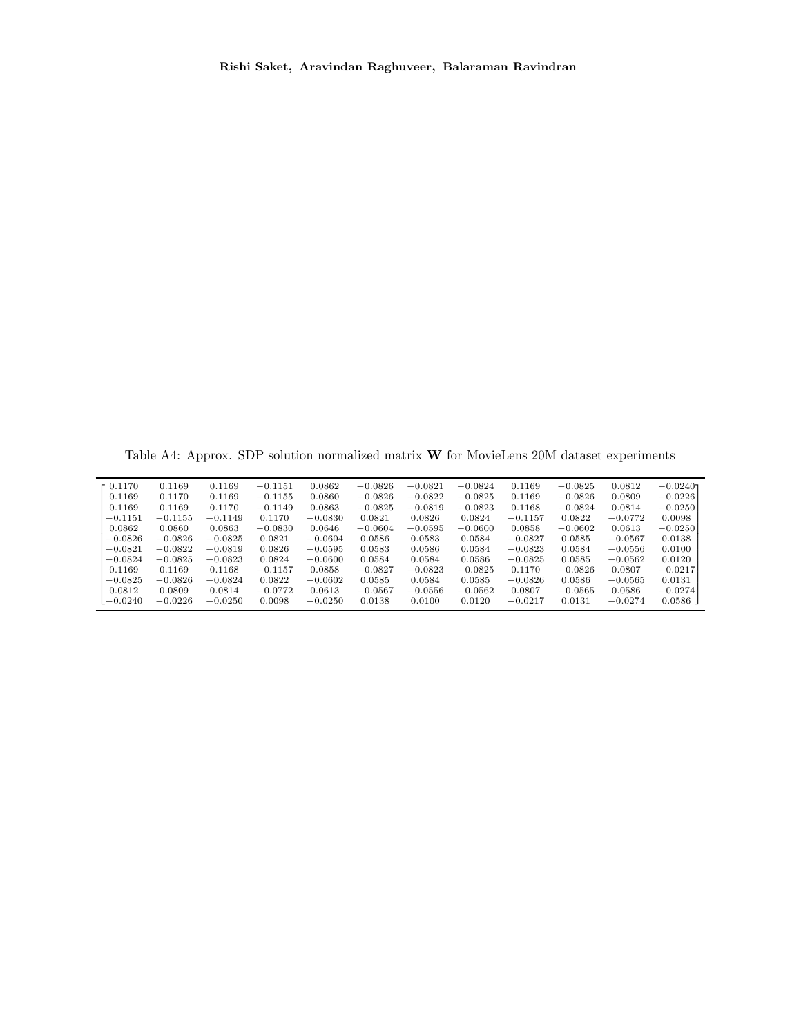Table A4: Approx. SDP solution normalized matrix **W** for MovieLens 20M dataset experiments

| | | | | | | | | | | | |
|---|---|---|---|---|---|---|---|---|---|---|---|
| 0.1170 | 0.1169 | 0.1169 | −0.1151 | 0.0862 | −0.0826 | −0.0821 | −0.0824 | 0.1169 | −0.0825 | 0.0812 | −0.0240 |
| 0.1169 | 0.1170 | 0.1169 | −0.1155 | 0.0860 | −0.0826 | −0.0822 | −0.0825 | 0.1169 | −0.0826 | 0.0809 | −0.0226 |
| 0.1169 | 0.1169 | 0.1170 | −0.1149 | 0.0863 | −0.0825 | −0.0819 | −0.0823 | 0.1168 | −0.0824 | 0.0814 | −0.0250 |
| −0.1151 | −0.1155 | −0.1149 | 0.1170 | −0.0830 | 0.0821 | 0.0826 | 0.0824 | −0.1157 | 0.0822 | −0.0772 | 0.0098 |
| 0.0862 | 0.0860 | 0.0863 | −0.0830 | 0.0646 | −0.0604 | −0.0595 | −0.0600 | 0.0858 | −0.0602 | 0.0613 | −0.0250 |
| −0.0826 | −0.0826 | −0.0825 | 0.0821 | −0.0604 | 0.0586 | 0.0583 | 0.0584 | −0.0827 | 0.0585 | −0.0567 | 0.0138 |
| −0.0821 | −0.0822 | −0.0819 | 0.0826 | −0.0595 | 0.0583 | 0.0586 | 0.0584 | −0.0823 | 0.0584 | −0.0556 | 0.0100 |
| −0.0824 | −0.0825 | −0.0823 | 0.0824 | −0.0600 | 0.0584 | 0.0584 | 0.0586 | −0.0825 | 0.0585 | −0.0562 | 0.0120 |
| 0.1169 | 0.1169 | 0.1168 | −0.1157 | 0.0858 | −0.0827 | −0.0823 | −0.0825 | 0.1170 | −0.0826 | 0.0807 | −0.0217 |
| −0.0825 | −0.0826 | −0.0824 | 0.0822 | −0.0602 | 0.0585 | 0.0584 | 0.0585 | −0.0826 | 0.0586 | −0.0565 | 0.0131 |
| 0.0812 | 0.0809 | 0.0814 | −0.0772 | 0.0613 | −0.0567 | −0.0556 | −0.0562 | 0.0807 | −0.0565 | 0.0586 | −0.0274 |
| −0.0240 | −0.0226 | −0.0250 | 0.0098 | −0.0250 | 0.0138 | 0.0100 | 0.0120 | −0.0217 | 0.0131 | −0.0274 | 0.0586 |